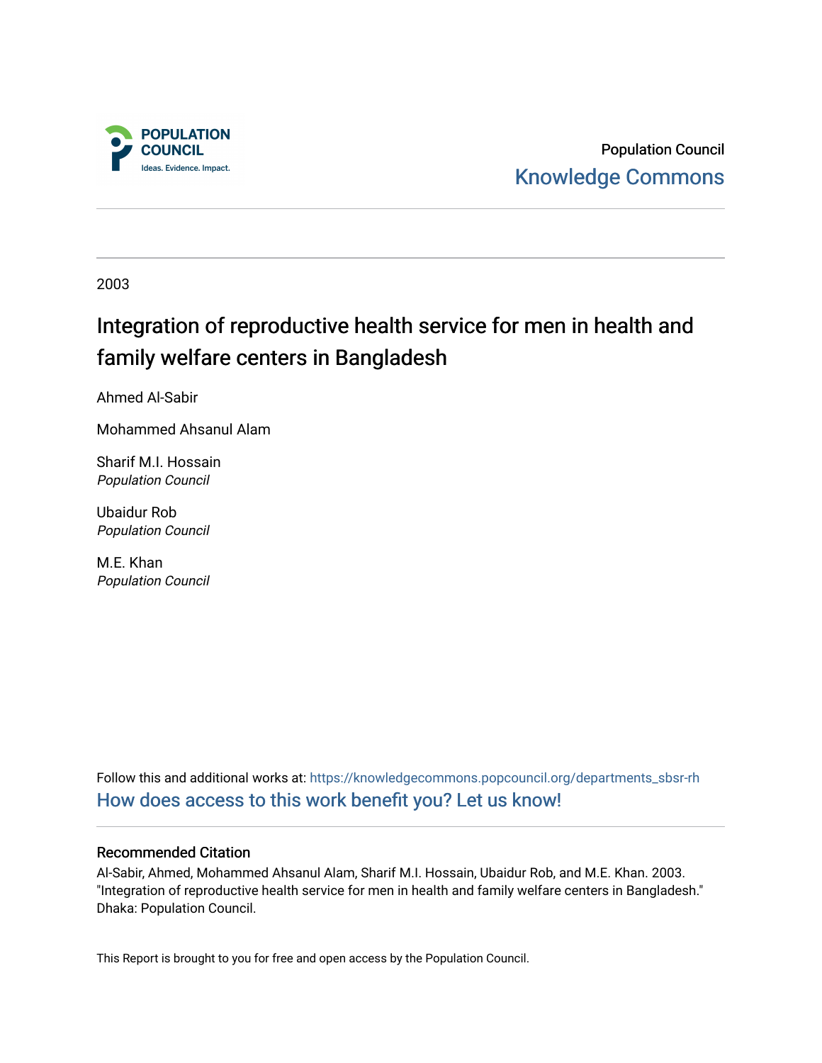POPULATION COUNCIL

Ideas. Evidence. Impact.

Population Council

Knowledge Commons

2003

# Integration of reproductive health service for men in health and family welfare centers in Bangladesh

Ahmed Al-Sabir

Mohammed Ahsanul Alam

Sharif M.I. Hossain
*Population Council*

Ubaidur Rob
*Population Council*

M.E. Khan
*Population Council*

Follow this and additional works at: https://knowledgecommons.popcouncil.org/departments_sbsr-rh

How does access to this work benefit you? Let us know!

## Recommended Citation

Al-Sabir, Ahmed, Mohammed Ahsanul Alam, Sharif M.I. Hossain, Ubaidur Rob, and M.E. Khan. 2003. "Integration of reproductive health service for men in health and family welfare centers in Bangladesh." Dhaka: Population Council.

This Report is brought to you for free and open access by the Population Council.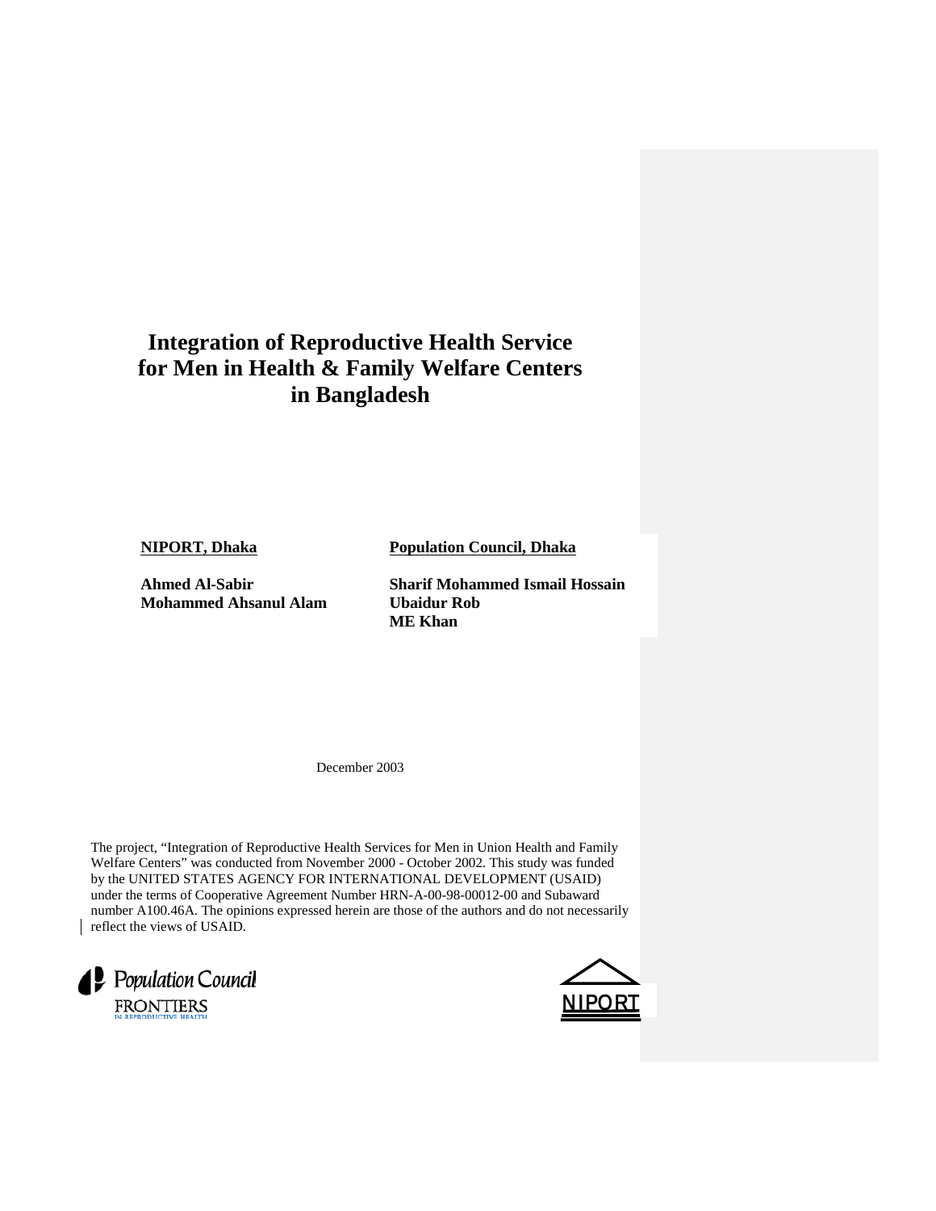# Integration of Reproductive Health Service for Men in Health & Family Welfare Centers in Bangladesh

**NIPORT, Dhaka**

**Ahmed Al-Sabir**
**Mohammed Ahsanul Alam**

**Population Council, Dhaka**

**Sharif Mohammed Ismail Hossain**
**Ubaidur Rob**
**ME Khan**

December 2003

The project, "Integration of Reproductive Health Services for Men in Union Health and Family Welfare Centers" was conducted from November 2000 - October 2002. This study was funded by the UNITED STATES AGENCY FOR INTERNATIONAL DEVELOPMENT (USAID) under the terms of Cooperative Agreement Number HRN-A-00-98-00012-00 and Subaward number A100.46A. The opinions expressed herein are those of the authors and do not necessarily reflect the views of USAID.

Population Council
FRONTIERS IN REPRODUCTIVE HEALTH

NIPORT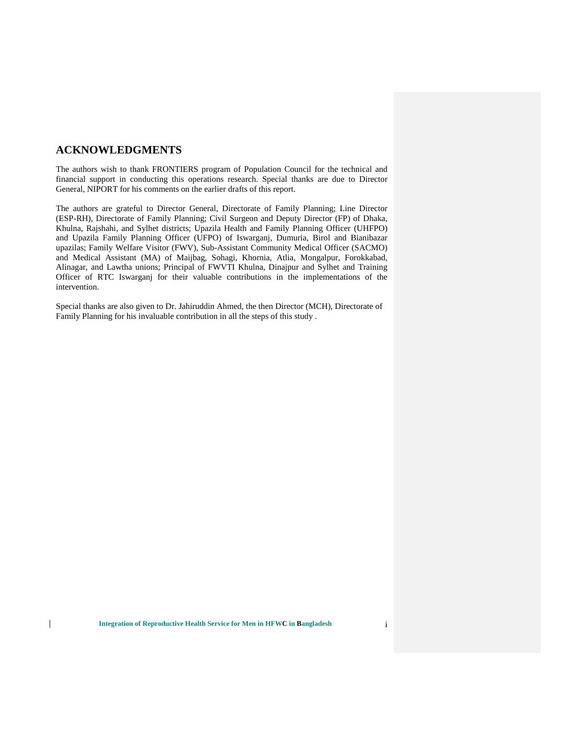## ACKNOWLEDGMENTS

The authors wish to thank FRONTIERS program of Population Council for the technical and financial support in conducting this operations research. Special thanks are due to Director General, NIPORT for his comments on the earlier drafts of this report.

The authors are grateful to Director General, Directorate of Family Planning; Line Director (ESP-RH), Directorate of Family Planning; Civil Surgeon and Deputy Director (FP) of Dhaka, Khulna, Rajshahi, and Sylhet districts; Upazila Health and Family Planning Officer (UHFPO) and Upazila Family Planning Officer (UFPO) of Iswarganj, Dumuria, Birol and Bianibazar upazilas; Family Welfare Visitor (FWV), Sub-Assistant Community Medical Officer (SACMO) and Medical Assistant (MA) of Maijbag, Sohagi, Khornia, Atlia, Mongalpur, Forokkabad, Alinagar, and Lawtha unions; Principal of FWVTI Khulna, Dinajpur and Sylhet and Training Officer of RTC Iswarganj for their valuable contributions in the implementations of the intervention.

Special thanks are also given to Dr. Jahiruddin Ahmed, the then Director (MCH), Directorate of Family Planning for his invaluable contribution in all the steps of this study .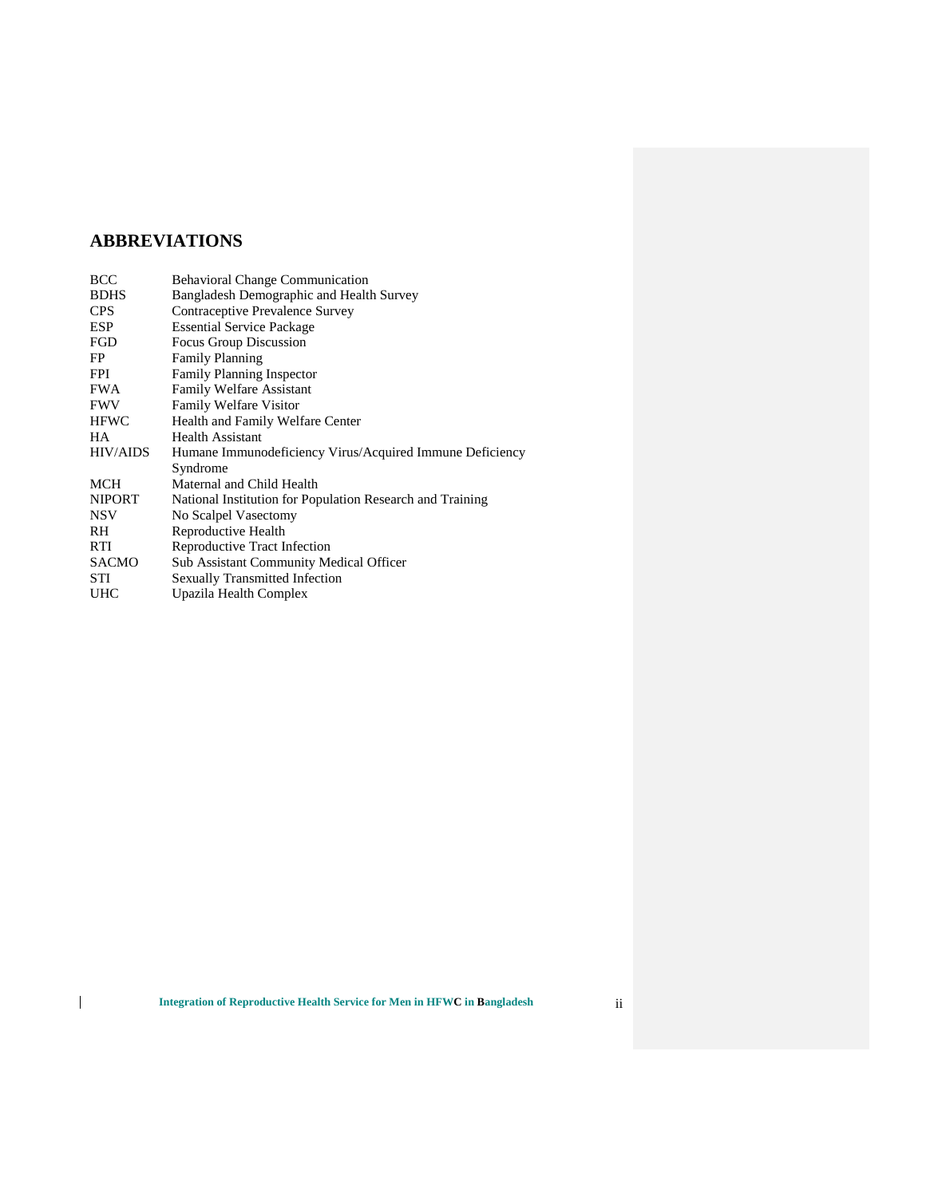## ABBREVIATIONS

| | |
|---|---|
| BCC | Behavioral Change Communication |
| BDHS | Bangladesh Demographic and Health Survey |
| CPS | Contraceptive Prevalence Survey |
| ESP | Essential Service Package |
| FGD | Focus Group Discussion |
| FP | Family Planning |
| FPI | Family Planning Inspector |
| FWA | Family Welfare Assistant |
| FWV | Family Welfare Visitor |
| HFWC | Health and Family Welfare Center |
| HA | Health Assistant |
| HIV/AIDS | Humane Immunodeficiency Virus/Acquired Immune Deficiency Syndrome |
| MCH | Maternal and Child Health |
| NIPORT | National Institution for Population Research and Training |
| NSV | No Scalpel Vasectomy |
| RH | Reproductive Health |
| RTI | Reproductive Tract Infection |
| SACMO | Sub Assistant Community Medical Officer |
| STI | Sexually Transmitted Infection |
| UHC | Upazila Health Complex |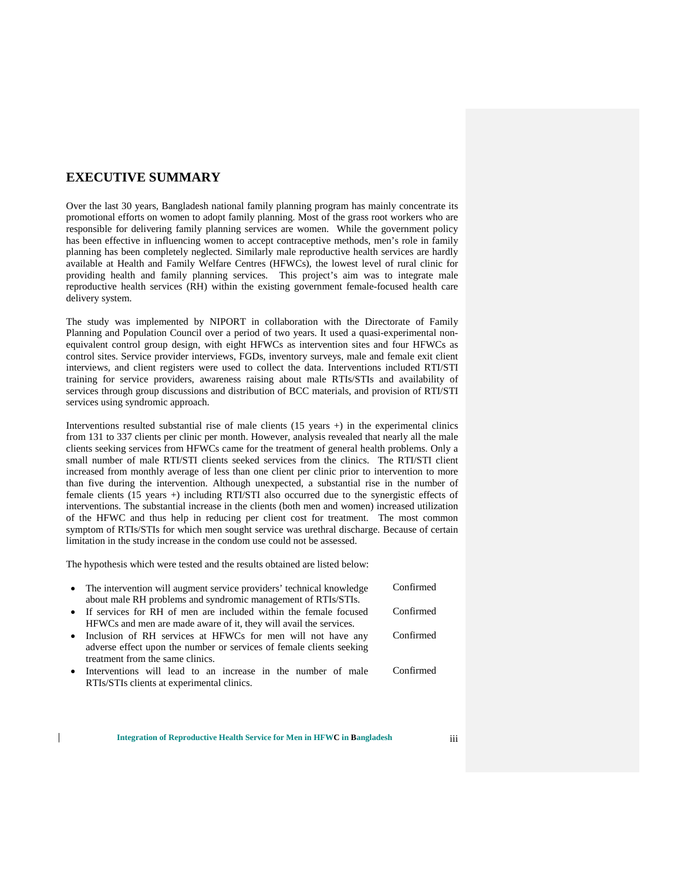# EXECUTIVE SUMMARY

Over the last 30 years, Bangladesh national family planning program has mainly concentrate its promotional efforts on women to adopt family planning. Most of the grass root workers who are responsible for delivering family planning services are women. While the government policy has been effective in influencing women to accept contraceptive methods, men's role in family planning has been completely neglected. Similarly male reproductive health services are hardly available at Health and Family Welfare Centres (HFWCs), the lowest level of rural clinic for providing health and family planning services. This project's aim was to integrate male reproductive health services (RH) within the existing government female-focused health care delivery system.

The study was implemented by NIPORT in collaboration with the Directorate of Family Planning and Population Council over a period of two years. It used a quasi-experimental non-equivalent control group design, with eight HFWCs as intervention sites and four HFWCs as control sites. Service provider interviews, FGDs, inventory surveys, male and female exit client interviews, and client registers were used to collect the data. Interventions included RTI/STI training for service providers, awareness raising about male RTIs/STIs and availability of services through group discussions and distribution of BCC materials, and provision of RTI/STI services using syndromic approach.

Interventions resulted substantial rise of male clients (15 years +) in the experimental clinics from 131 to 337 clients per clinic per month. However, analysis revealed that nearly all the male clients seeking services from HFWCs came for the treatment of general health problems. Only a small number of male RTI/STI clients seeked services from the clinics. The RTI/STI client increased from monthly average of less than one client per clinic prior to intervention to more than five during the intervention. Although unexpected, a substantial rise in the number of female clients (15 years +) including RTI/STI also occurred due to the synergistic effects of interventions. The substantial increase in the clients (both men and women) increased utilization of the HFWC and thus help in reducing per client cost for treatment. The most common symptom of RTIs/STIs for which men sought service was urethral discharge. Because of certain limitation in the study increase in the condom use could not be assessed.

The hypothesis which were tested and the results obtained are listed below:

- The intervention will augment service providers' technical knowledge about male RH problems and syndromic management of RTIs/STIs. — Confirmed
- If services for RH of men are included within the female focused HFWCs and men are made aware of it, they will avail the services. — Confirmed
- Inclusion of RH services at HFWCs for men will not have any adverse effect upon the number or services of female clients seeking treatment from the same clinics. — Confirmed
- Interventions will lead to an increase in the number of male RTIs/STIs clients at experimental clinics. — Confirmed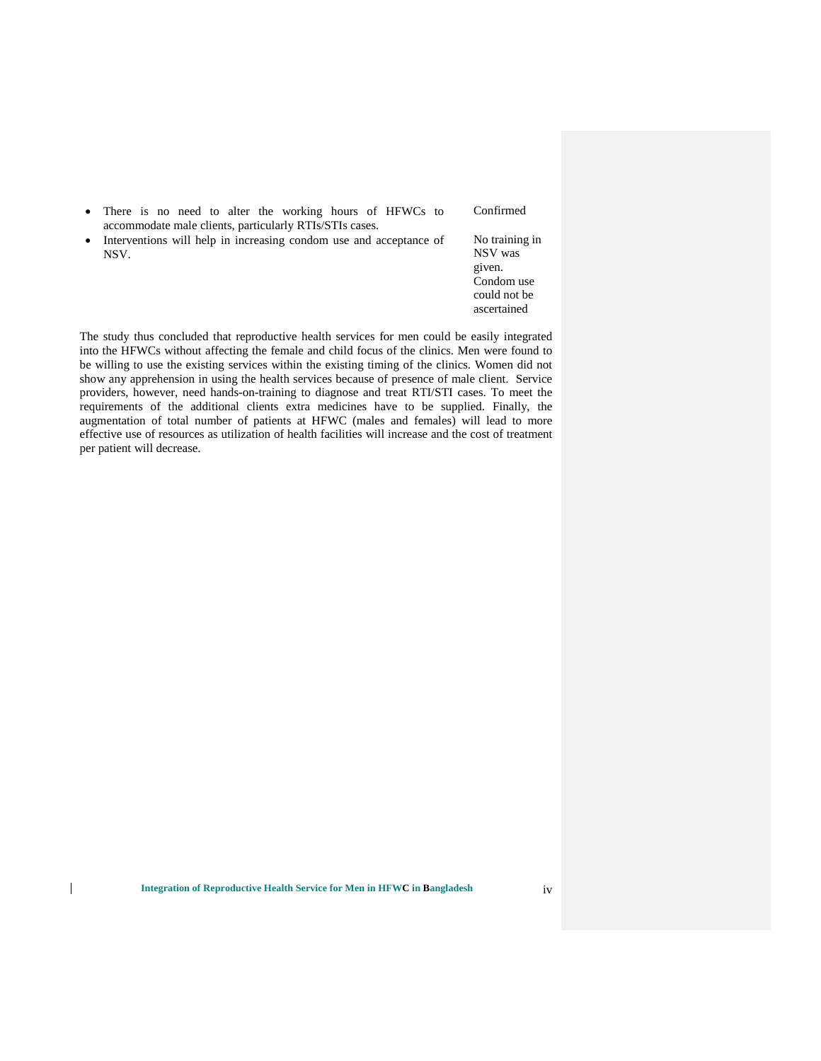| | |
|---|---|
| • There is no need to alter the working hours of HFWCs to accommodate male clients, particularly RTIs/STIs cases. | Confirmed |
| • Interventions will help in increasing condom use and acceptance of NSV. | No training in NSV was given. Condom use could not be ascertained |

The study thus concluded that reproductive health services for men could be easily integrated into the HFWCs without affecting the female and child focus of the clinics. Men were found to be willing to use the existing services within the existing timing of the clinics. Women did not show any apprehension in using the health services because of presence of male client. Service providers, however, need hands-on-training to diagnose and treat RTI/STI cases. To meet the requirements of the additional clients extra medicines have to be supplied. Finally, the augmentation of total number of patients at HFWC (males and females) will lead to more effective use of resources as utilization of health facilities will increase and the cost of treatment per patient will decrease.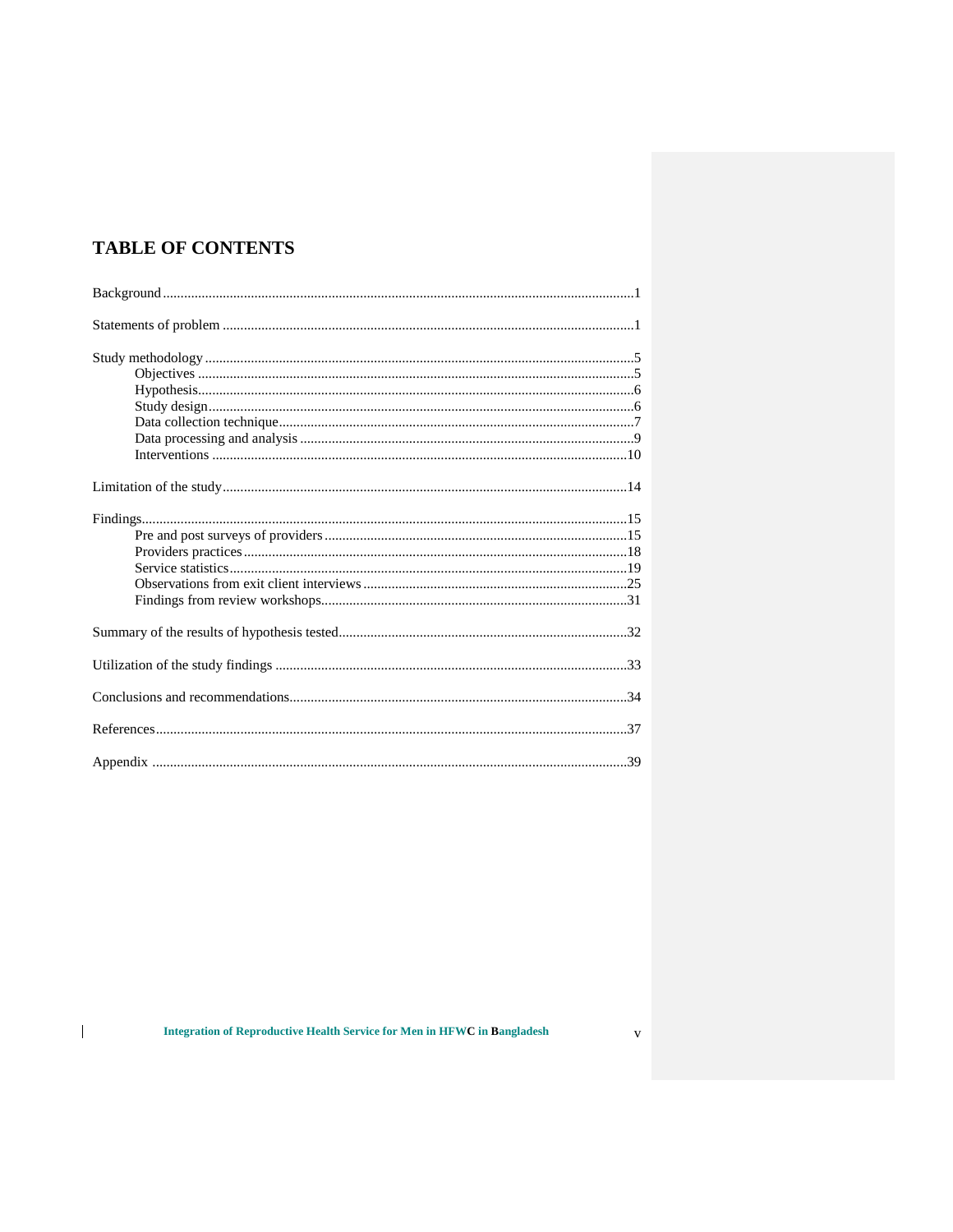# TABLE OF CONTENTS

Background........................................................................................................................1

Statements of problem ......................................................................................................1

Study methodology ............................................................................................................5
- Objectives ..............................................................................................................5
- Hypothesis.............................................................................................................6
- Study design...........................................................................................................6
- Data collection technique......................................................................................7
- Data processing and analysis ................................................................................9
- Interventions .......................................................................................................10

Limitation of the study.....................................................................................................14

Findings............................................................................................................................15
- Pre and post surveys of providers .......................................................................15
- Providers practices..............................................................................................18
- Service statistics..................................................................................................19
- Observations from exit client interviews ............................................................25
- Findings from review workshops.........................................................................31

Summary of the results of hypothesis tested....................................................................32

Utilization of the study findings .....................................................................................33

Conclusions and recommendations..................................................................................34

References........................................................................................................................37

Appendix .........................................................................................................................39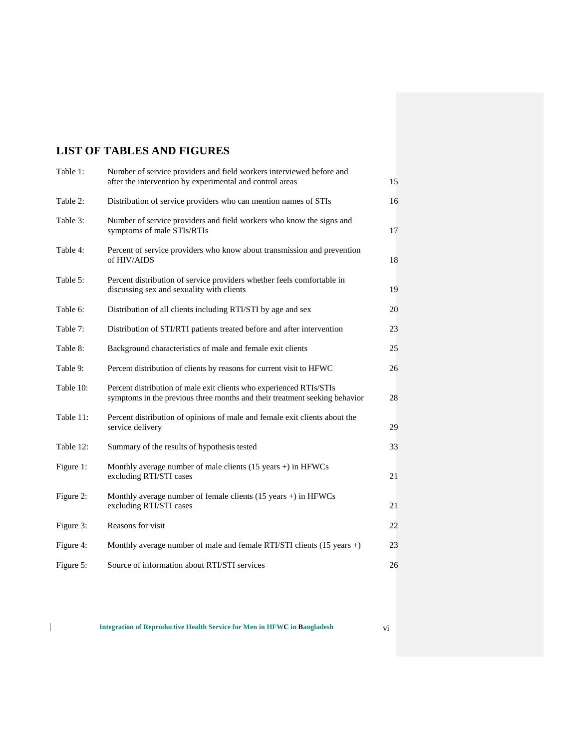## LIST OF TABLES AND FIGURES

| | | |
|---|---|---|
| Table 1: | Number of service providers and field workers interviewed before and after the intervention by experimental and control areas | 15 |
| Table 2: | Distribution of service providers who can mention names of STIs | 16 |
| Table 3: | Number of service providers and field workers who know the signs and symptoms of male STIs/RTIs | 17 |
| Table 4: | Percent of service providers who know about transmission and prevention of HIV/AIDS | 18 |
| Table 5: | Percent distribution of service providers whether feels comfortable in discussing sex and sexuality with clients | 19 |
| Table 6: | Distribution of all clients including RTI/STI by age and sex | 20 |
| Table 7: | Distribution of STI/RTI patients treated before and after intervention | 23 |
| Table 8: | Background characteristics of male and female exit clients | 25 |
| Table 9: | Percent distribution of clients by reasons for current visit to HFWC | 26 |
| Table 10: | Percent distribution of male exit clients who experienced RTIs/STIs symptoms in the previous three months and their treatment seeking behavior | 28 |
| Table 11: | Percent distribution of opinions of male and female exit clients about the service delivery | 29 |
| Table 12: | Summary of the results of hypothesis tested | 33 |
| Figure 1: | Monthly average number of male clients (15 years +) in HFWCs excluding RTI/STI cases | 21 |
| Figure 2: | Monthly average number of female clients (15 years +) in HFWCs excluding RTI/STI cases | 21 |
| Figure 3: | Reasons for visit | 22 |
| Figure 4: | Monthly average number of male and female RTI/STI clients (15 years +) | 23 |
| Figure 5: | Source of information about RTI/STI services | 26 |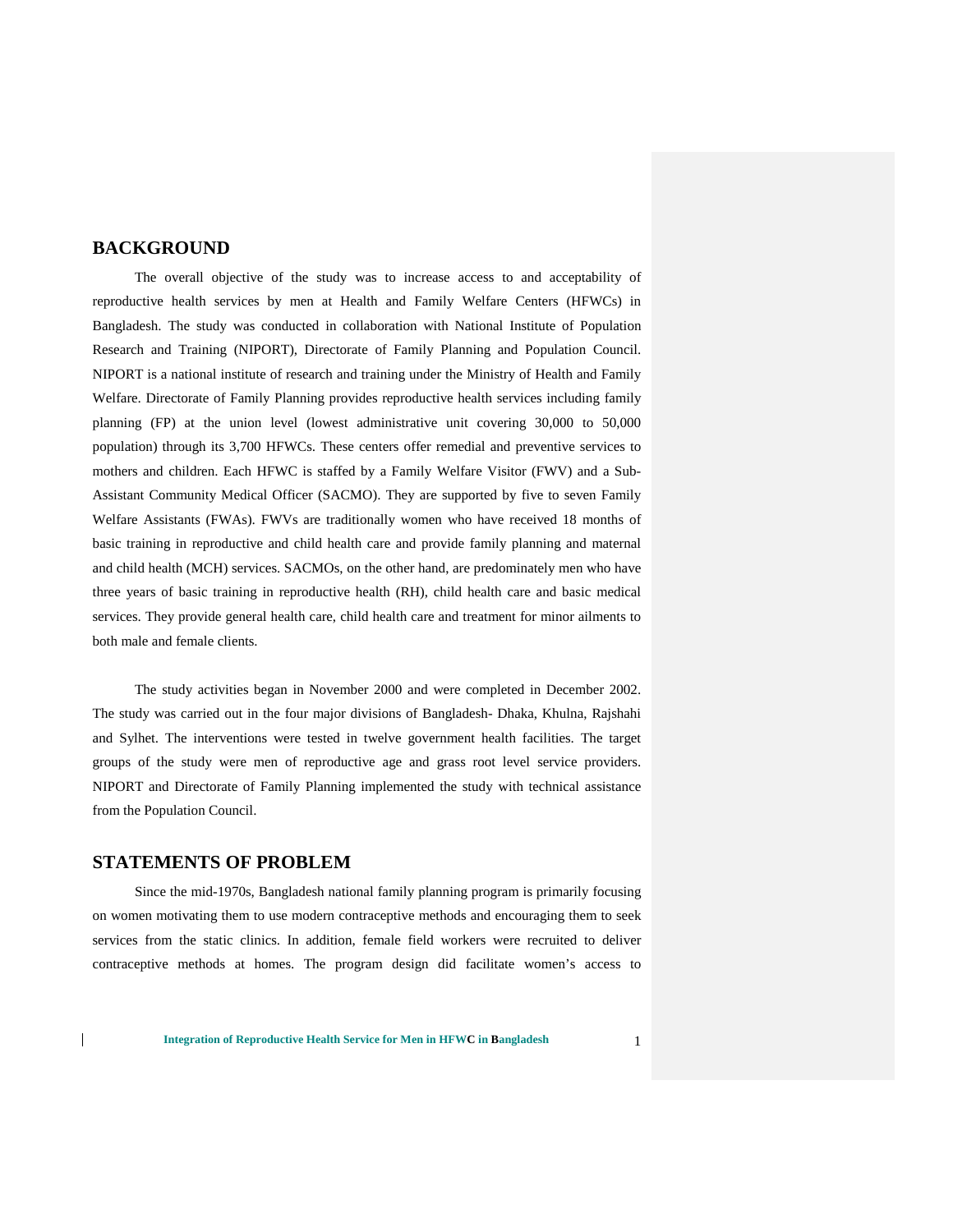## BACKGROUND

The overall objective of the study was to increase access to and acceptability of reproductive health services by men at Health and Family Welfare Centers (HFWCs) in Bangladesh. The study was conducted in collaboration with National Institute of Population Research and Training (NIPORT), Directorate of Family Planning and Population Council. NIPORT is a national institute of research and training under the Ministry of Health and Family Welfare. Directorate of Family Planning provides reproductive health services including family planning (FP) at the union level (lowest administrative unit covering 30,000 to 50,000 population) through its 3,700 HFWCs. These centers offer remedial and preventive services to mothers and children. Each HFWC is staffed by a Family Welfare Visitor (FWV) and a Sub-Assistant Community Medical Officer (SACMO). They are supported by five to seven Family Welfare Assistants (FWAs). FWVs are traditionally women who have received 18 months of basic training in reproductive and child health care and provide family planning and maternal and child health (MCH) services. SACMOs, on the other hand, are predominately men who have three years of basic training in reproductive health (RH), child health care and basic medical services. They provide general health care, child health care and treatment for minor ailments to both male and female clients.

The study activities began in November 2000 and were completed in December 2002. The study was carried out in the four major divisions of Bangladesh- Dhaka, Khulna, Rajshahi and Sylhet. The interventions were tested in twelve government health facilities. The target groups of the study were men of reproductive age and grass root level service providers. NIPORT and Directorate of Family Planning implemented the study with technical assistance from the Population Council.

## STATEMENTS OF PROBLEM

Since the mid-1970s, Bangladesh national family planning program is primarily focusing on women motivating them to use modern contraceptive methods and encouraging them to seek services from the static clinics. In addition, female field workers were recruited to deliver contraceptive methods at homes. The program design did facilitate women's access to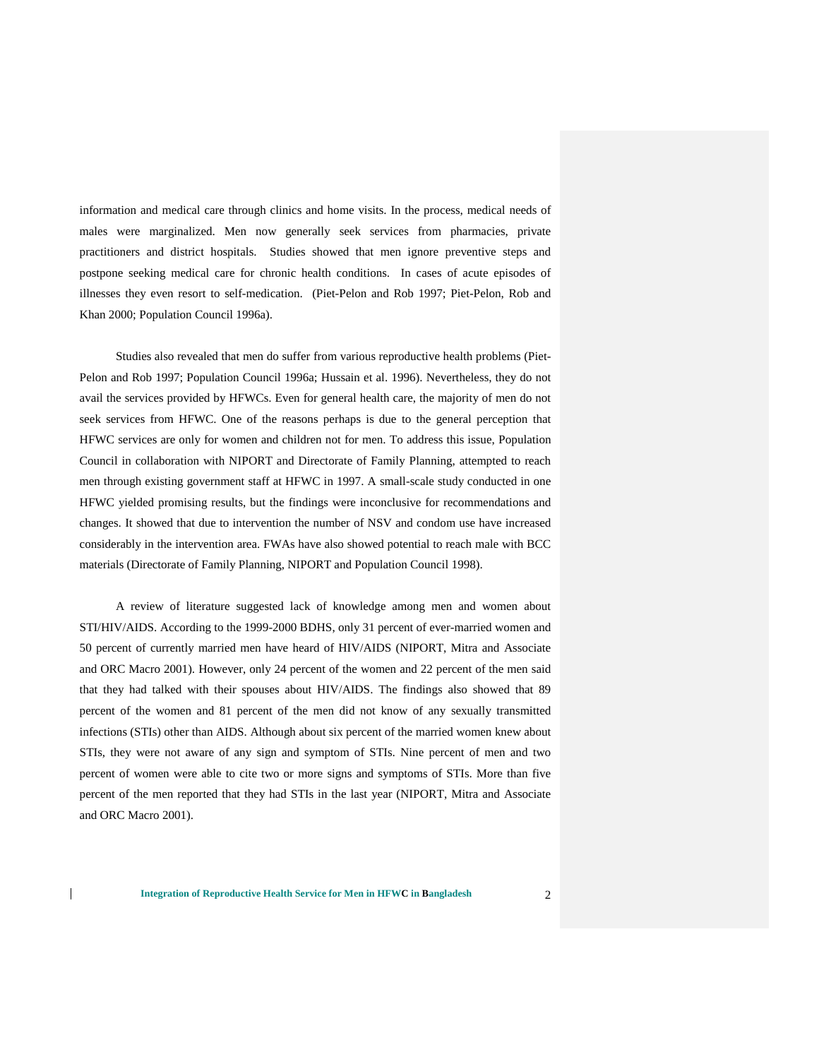information and medical care through clinics and home visits. In the process, medical needs of males were marginalized. Men now generally seek services from pharmacies, private practitioners and district hospitals. Studies showed that men ignore preventive steps and postpone seeking medical care for chronic health conditions. In cases of acute episodes of illnesses they even resort to self-medication. (Piet-Pelon and Rob 1997; Piet-Pelon, Rob and Khan 2000; Population Council 1996a).

Studies also revealed that men do suffer from various reproductive health problems (Piet-Pelon and Rob 1997; Population Council 1996a; Hussain et al. 1996). Nevertheless, they do not avail the services provided by HFWCs. Even for general health care, the majority of men do not seek services from HFWC. One of the reasons perhaps is due to the general perception that HFWC services are only for women and children not for men. To address this issue, Population Council in collaboration with NIPORT and Directorate of Family Planning, attempted to reach men through existing government staff at HFWC in 1997. A small-scale study conducted in one HFWC yielded promising results, but the findings were inconclusive for recommendations and changes. It showed that due to intervention the number of NSV and condom use have increased considerably in the intervention area. FWAs have also showed potential to reach male with BCC materials (Directorate of Family Planning, NIPORT and Population Council 1998).

A review of literature suggested lack of knowledge among men and women about STI/HIV/AIDS. According to the 1999-2000 BDHS, only 31 percent of ever-married women and 50 percent of currently married men have heard of HIV/AIDS (NIPORT, Mitra and Associate and ORC Macro 2001). However, only 24 percent of the women and 22 percent of the men said that they had talked with their spouses about HIV/AIDS. The findings also showed that 89 percent of the women and 81 percent of the men did not know of any sexually transmitted infections (STIs) other than AIDS. Although about six percent of the married women knew about STIs, they were not aware of any sign and symptom of STIs. Nine percent of men and two percent of women were able to cite two or more signs and symptoms of STIs. More than five percent of the men reported that they had STIs in the last year (NIPORT, Mitra and Associate and ORC Macro 2001).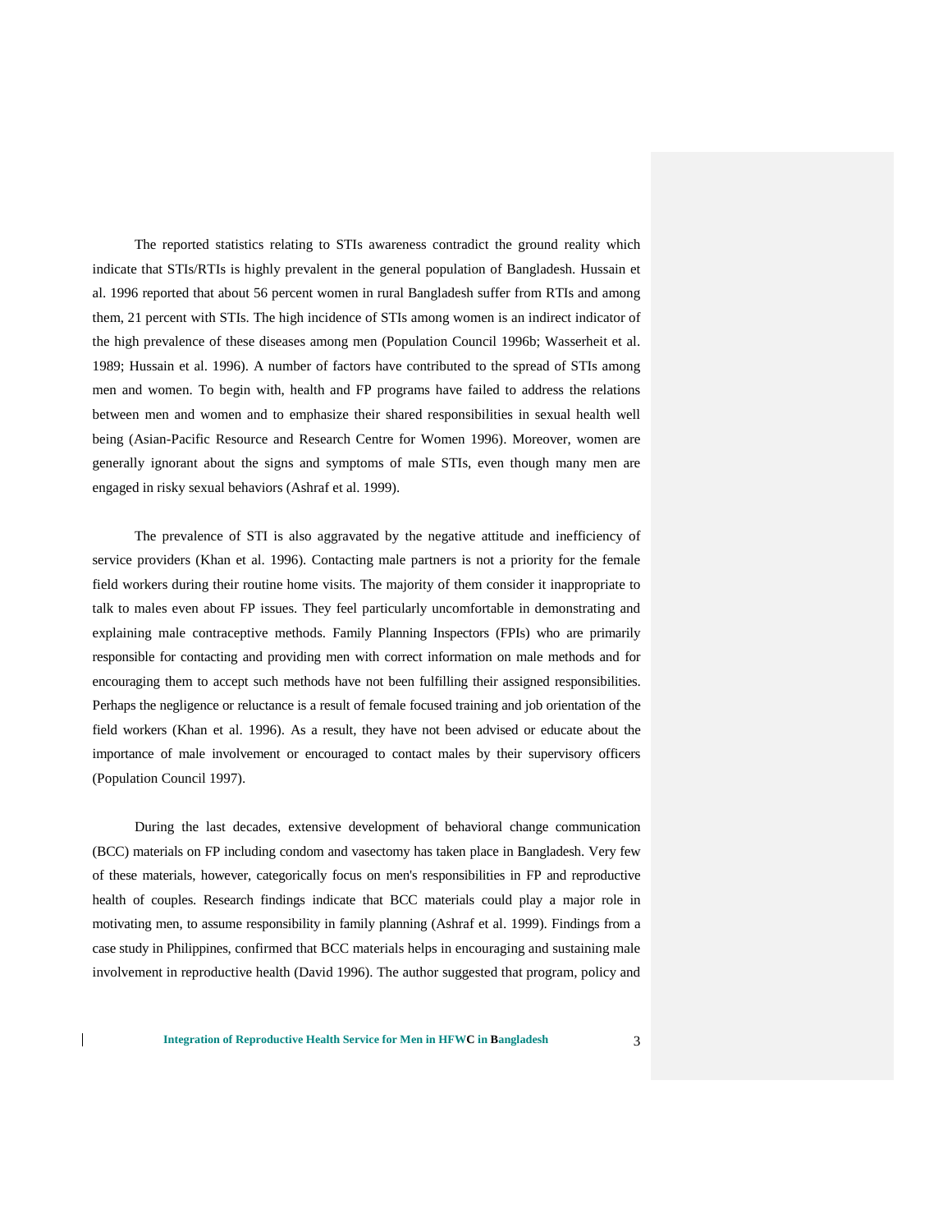The reported statistics relating to STIs awareness contradict the ground reality which indicate that STIs/RTIs is highly prevalent in the general population of Bangladesh. Hussain et al. 1996 reported that about 56 percent women in rural Bangladesh suffer from RTIs and among them, 21 percent with STIs. The high incidence of STIs among women is an indirect indicator of the high prevalence of these diseases among men (Population Council 1996b; Wasserheit et al. 1989; Hussain et al. 1996). A number of factors have contributed to the spread of STIs among men and women. To begin with, health and FP programs have failed to address the relations between men and women and to emphasize their shared responsibilities in sexual health well being (Asian-Pacific Resource and Research Centre for Women 1996). Moreover, women are generally ignorant about the signs and symptoms of male STIs, even though many men are engaged in risky sexual behaviors (Ashraf et al. 1999).

The prevalence of STI is also aggravated by the negative attitude and inefficiency of service providers (Khan et al. 1996). Contacting male partners is not a priority for the female field workers during their routine home visits. The majority of them consider it inappropriate to talk to males even about FP issues. They feel particularly uncomfortable in demonstrating and explaining male contraceptive methods. Family Planning Inspectors (FPIs) who are primarily responsible for contacting and providing men with correct information on male methods and for encouraging them to accept such methods have not been fulfilling their assigned responsibilities. Perhaps the negligence or reluctance is a result of female focused training and job orientation of the field workers (Khan et al. 1996). As a result, they have not been advised or educate about the importance of male involvement or encouraged to contact males by their supervisory officers (Population Council 1997).

During the last decades, extensive development of behavioral change communication (BCC) materials on FP including condom and vasectomy has taken place in Bangladesh. Very few of these materials, however, categorically focus on men's responsibilities in FP and reproductive health of couples. Research findings indicate that BCC materials could play a major role in motivating men, to assume responsibility in family planning (Ashraf et al. 1999). Findings from a case study in Philippines, confirmed that BCC materials helps in encouraging and sustaining male involvement in reproductive health (David 1996). The author suggested that program, policy and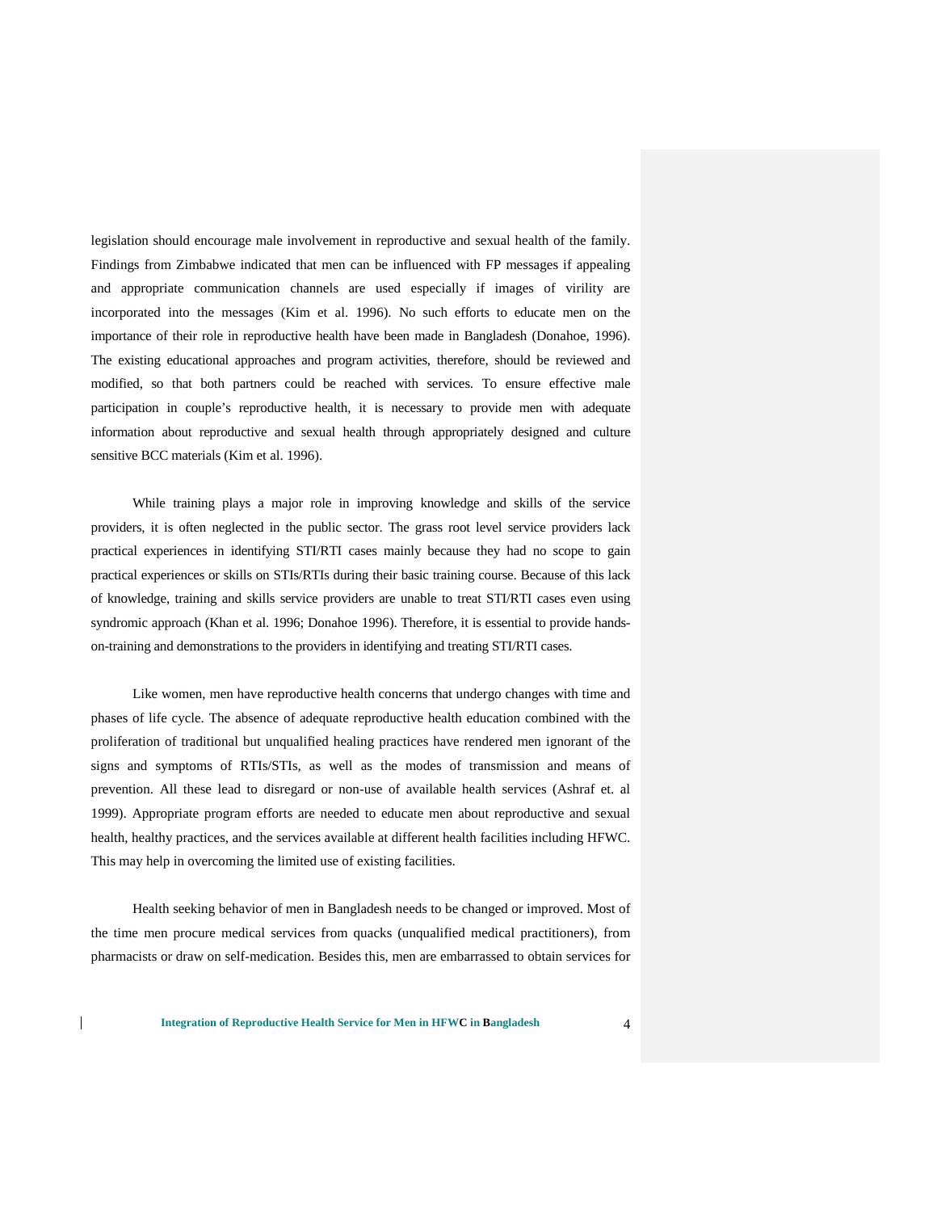legislation should encourage male involvement in reproductive and sexual health of the family. Findings from Zimbabwe indicated that men can be influenced with FP messages if appealing and appropriate communication channels are used especially if images of virility are incorporated into the messages (Kim et al. 1996). No such efforts to educate men on the importance of their role in reproductive health have been made in Bangladesh (Donahoe, 1996). The existing educational approaches and program activities, therefore, should be reviewed and modified, so that both partners could be reached with services. To ensure effective male participation in couple's reproductive health, it is necessary to provide men with adequate information about reproductive and sexual health through appropriately designed and culture sensitive BCC materials (Kim et al. 1996).

While training plays a major role in improving knowledge and skills of the service providers, it is often neglected in the public sector. The grass root level service providers lack practical experiences in identifying STI/RTI cases mainly because they had no scope to gain practical experiences or skills on STIs/RTIs during their basic training course. Because of this lack of knowledge, training and skills service providers are unable to treat STI/RTI cases even using syndromic approach (Khan et al. 1996; Donahoe 1996). Therefore, it is essential to provide hands-on-training and demonstrations to the providers in identifying and treating STI/RTI cases.

Like women, men have reproductive health concerns that undergo changes with time and phases of life cycle. The absence of adequate reproductive health education combined with the proliferation of traditional but unqualified healing practices have rendered men ignorant of the signs and symptoms of RTIs/STIs, as well as the modes of transmission and means of prevention. All these lead to disregard or non-use of available health services (Ashraf et. al 1999). Appropriate program efforts are needed to educate men about reproductive and sexual health, healthy practices, and the services available at different health facilities including HFWC. This may help in overcoming the limited use of existing facilities.

Health seeking behavior of men in Bangladesh needs to be changed or improved. Most of the time men procure medical services from quacks (unqualified medical practitioners), from pharmacists or draw on self-medication. Besides this, men are embarrassed to obtain services for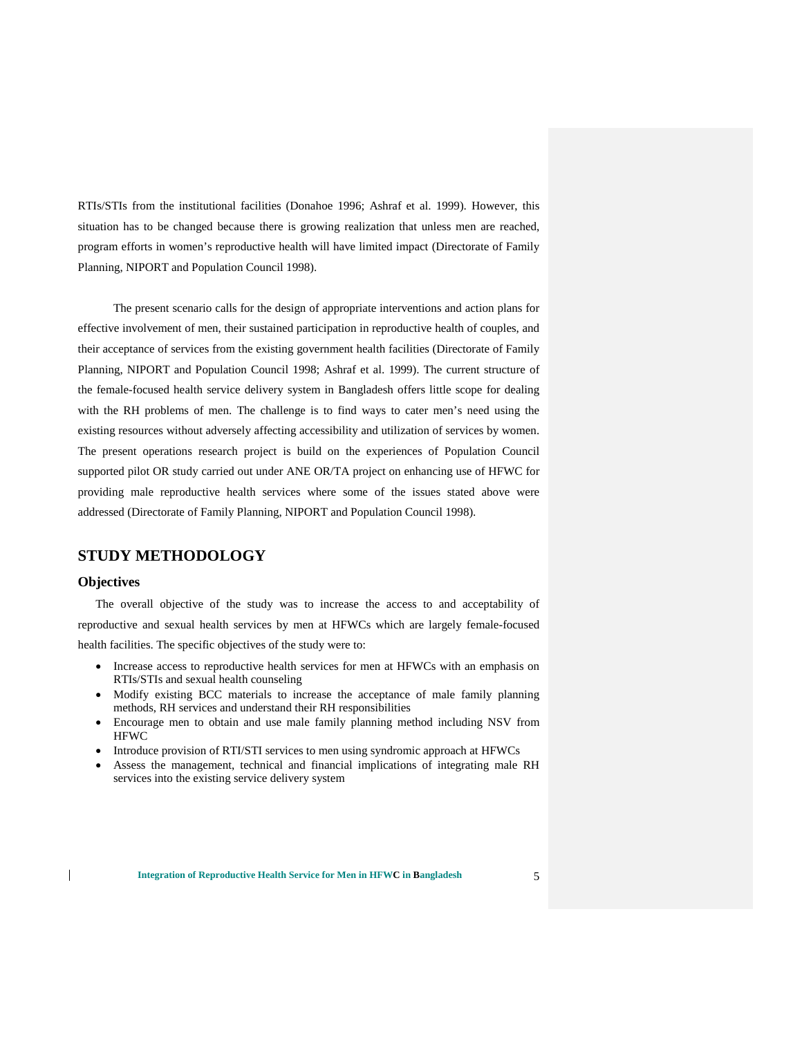RTIs/STIs from the institutional facilities (Donahoe 1996; Ashraf et al. 1999). However, this situation has to be changed because there is growing realization that unless men are reached, program efforts in women's reproductive health will have limited impact (Directorate of Family Planning, NIPORT and Population Council 1998).

The present scenario calls for the design of appropriate interventions and action plans for effective involvement of men, their sustained participation in reproductive health of couples, and their acceptance of services from the existing government health facilities (Directorate of Family Planning, NIPORT and Population Council 1998; Ashraf et al. 1999). The current structure of the female-focused health service delivery system in Bangladesh offers little scope for dealing with the RH problems of men. The challenge is to find ways to cater men's need using the existing resources without adversely affecting accessibility and utilization of services by women. The present operations research project is build on the experiences of Population Council supported pilot OR study carried out under ANE OR/TA project on enhancing use of HFWC for providing male reproductive health services where some of the issues stated above were addressed (Directorate of Family Planning, NIPORT and Population Council 1998).

## STUDY METHODOLOGY

### Objectives

The overall objective of the study was to increase the access to and acceptability of reproductive and sexual health services by men at HFWCs which are largely female-focused health facilities. The specific objectives of the study were to:

- Increase access to reproductive health services for men at HFWCs with an emphasis on RTIs/STIs and sexual health counseling
- Modify existing BCC materials to increase the acceptance of male family planning methods, RH services and understand their RH responsibilities
- Encourage men to obtain and use male family planning method including NSV from HFWC
- Introduce provision of RTI/STI services to men using syndromic approach at HFWCs
- Assess the management, technical and financial implications of integrating male RH services into the existing service delivery system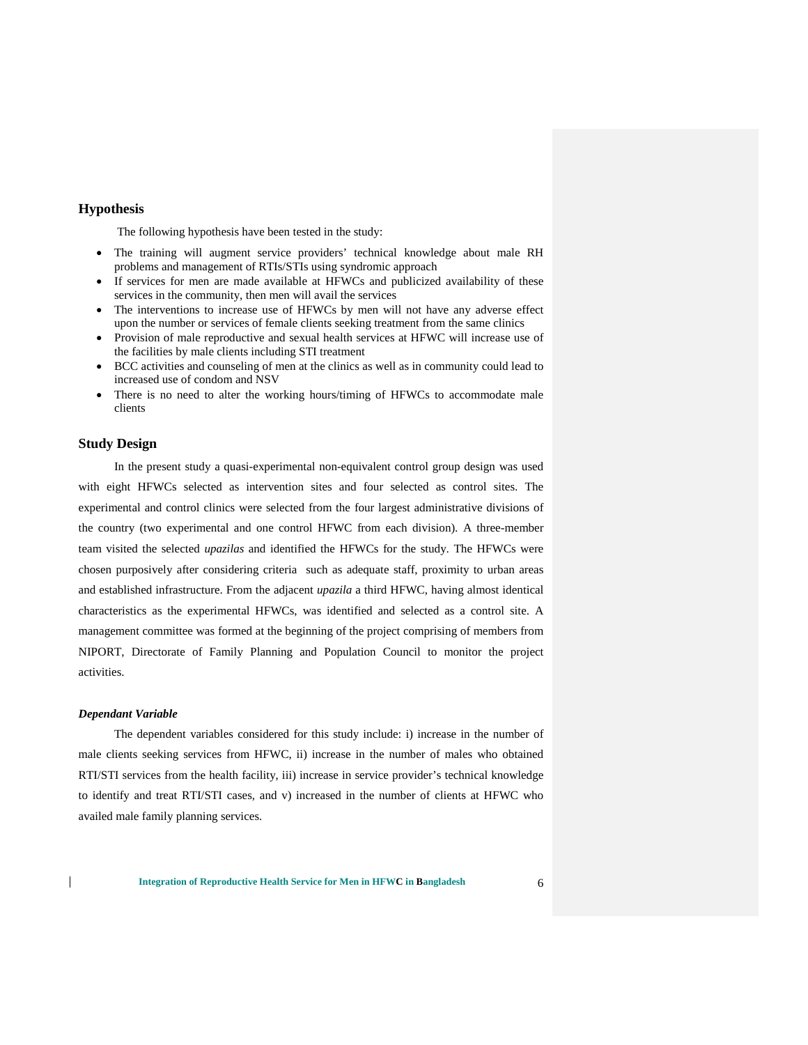## Hypothesis

The following hypothesis have been tested in the study:

- The training will augment service providers' technical knowledge about male RH problems and management of RTIs/STIs using syndromic approach
- If services for men are made available at HFWCs and publicized availability of these services in the community, then men will avail the services
- The interventions to increase use of HFWCs by men will not have any adverse effect upon the number or services of female clients seeking treatment from the same clinics
- Provision of male reproductive and sexual health services at HFWC will increase use of the facilities by male clients including STI treatment
- BCC activities and counseling of men at the clinics as well as in community could lead to increased use of condom and NSV
- There is no need to alter the working hours/timing of HFWCs to accommodate male clients

## Study Design

In the present study a quasi-experimental non-equivalent control group design was used with eight HFWCs selected as intervention sites and four selected as control sites. The experimental and control clinics were selected from the four largest administrative divisions of the country (two experimental and one control HFWC from each division). A three-member team visited the selected *upazilas* and identified the HFWCs for the study. The HFWCs were chosen purposively after considering criteria such as adequate staff, proximity to urban areas and established infrastructure. From the adjacent *upazila* a third HFWC, having almost identical characteristics as the experimental HFWCs, was identified and selected as a control site. A management committee was formed at the beginning of the project comprising of members from NIPORT, Directorate of Family Planning and Population Council to monitor the project activities.

### *Dependant Variable*

The dependent variables considered for this study include: i) increase in the number of male clients seeking services from HFWC, ii) increase in the number of males who obtained RTI/STI services from the health facility, iii) increase in service provider's technical knowledge to identify and treat RTI/STI cases, and v) increased in the number of clients at HFWC who availed male family planning services.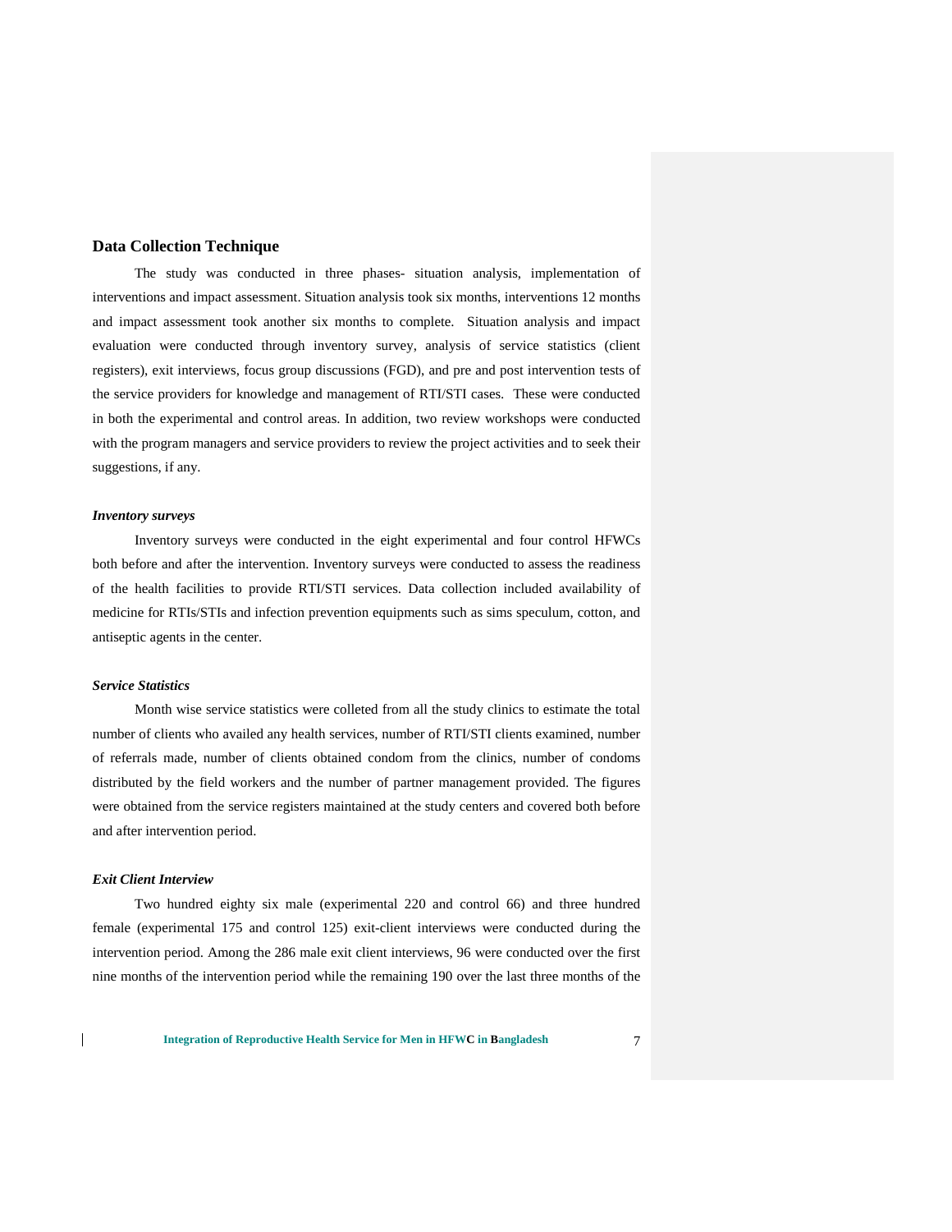## Data Collection Technique

The study was conducted in three phases- situation analysis, implementation of interventions and impact assessment. Situation analysis took six months, interventions 12 months and impact assessment took another six months to complete. Situation analysis and impact evaluation were conducted through inventory survey, analysis of service statistics (client registers), exit interviews, focus group discussions (FGD), and pre and post intervention tests of the service providers for knowledge and management of RTI/STI cases. These were conducted in both the experimental and control areas. In addition, two review workshops were conducted with the program managers and service providers to review the project activities and to seek their suggestions, if any.

### *Inventory surveys*

Inventory surveys were conducted in the eight experimental and four control HFWCs both before and after the intervention. Inventory surveys were conducted to assess the readiness of the health facilities to provide RTI/STI services. Data collection included availability of medicine for RTIs/STIs and infection prevention equipments such as sims speculum, cotton, and antiseptic agents in the center.

### *Service Statistics*

Month wise service statistics were colleted from all the study clinics to estimate the total number of clients who availed any health services, number of RTI/STI clients examined, number of referrals made, number of clients obtained condom from the clinics, number of condoms distributed by the field workers and the number of partner management provided. The figures were obtained from the service registers maintained at the study centers and covered both before and after intervention period.

### *Exit Client Interview*

Two hundred eighty six male (experimental 220 and control 66) and three hundred female (experimental 175 and control 125) exit-client interviews were conducted during the intervention period. Among the 286 male exit client interviews, 96 were conducted over the first nine months of the intervention period while the remaining 190 over the last three months of the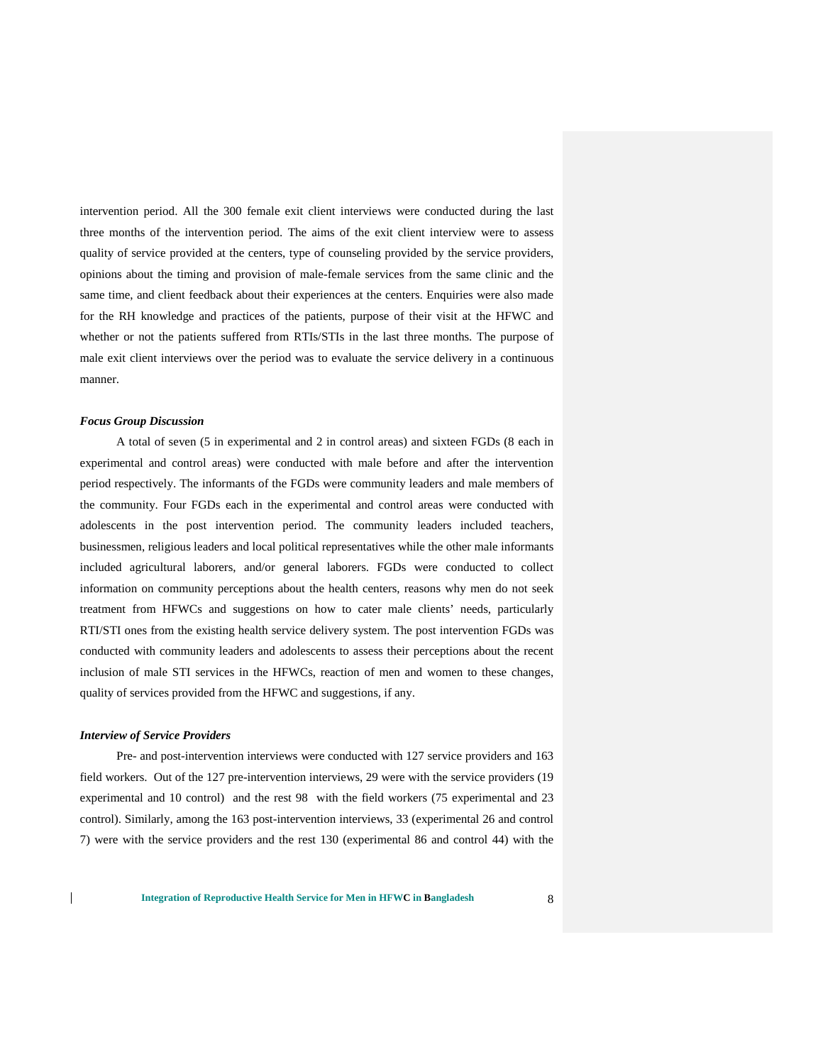intervention period. All the 300 female exit client interviews were conducted during the last three months of the intervention period. The aims of the exit client interview were to assess quality of service provided at the centers, type of counseling provided by the service providers, opinions about the timing and provision of male-female services from the same clinic and the same time, and client feedback about their experiences at the centers. Enquiries were also made for the RH knowledge and practices of the patients, purpose of their visit at the HFWC and whether or not the patients suffered from RTIs/STIs in the last three months. The purpose of male exit client interviews over the period was to evaluate the service delivery in a continuous manner.

### *Focus Group Discussion*

A total of seven (5 in experimental and 2 in control areas) and sixteen FGDs (8 each in experimental and control areas) were conducted with male before and after the intervention period respectively. The informants of the FGDs were community leaders and male members of the community. Four FGDs each in the experimental and control areas were conducted with adolescents in the post intervention period. The community leaders included teachers, businessmen, religious leaders and local political representatives while the other male informants included agricultural laborers, and/or general laborers. FGDs were conducted to collect information on community perceptions about the health centers, reasons why men do not seek treatment from HFWCs and suggestions on how to cater male clients' needs, particularly RTI/STI ones from the existing health service delivery system. The post intervention FGDs was conducted with community leaders and adolescents to assess their perceptions about the recent inclusion of male STI services in the HFWCs, reaction of men and women to these changes, quality of services provided from the HFWC and suggestions, if any.

### *Interview of Service Providers*

Pre- and post-intervention interviews were conducted with 127 service providers and 163 field workers. Out of the 127 pre-intervention interviews, 29 were with the service providers (19 experimental and 10 control) and the rest 98 with the field workers (75 experimental and 23 control). Similarly, among the 163 post-intervention interviews, 33 (experimental 26 and control 7) were with the service providers and the rest 130 (experimental 86 and control 44) with the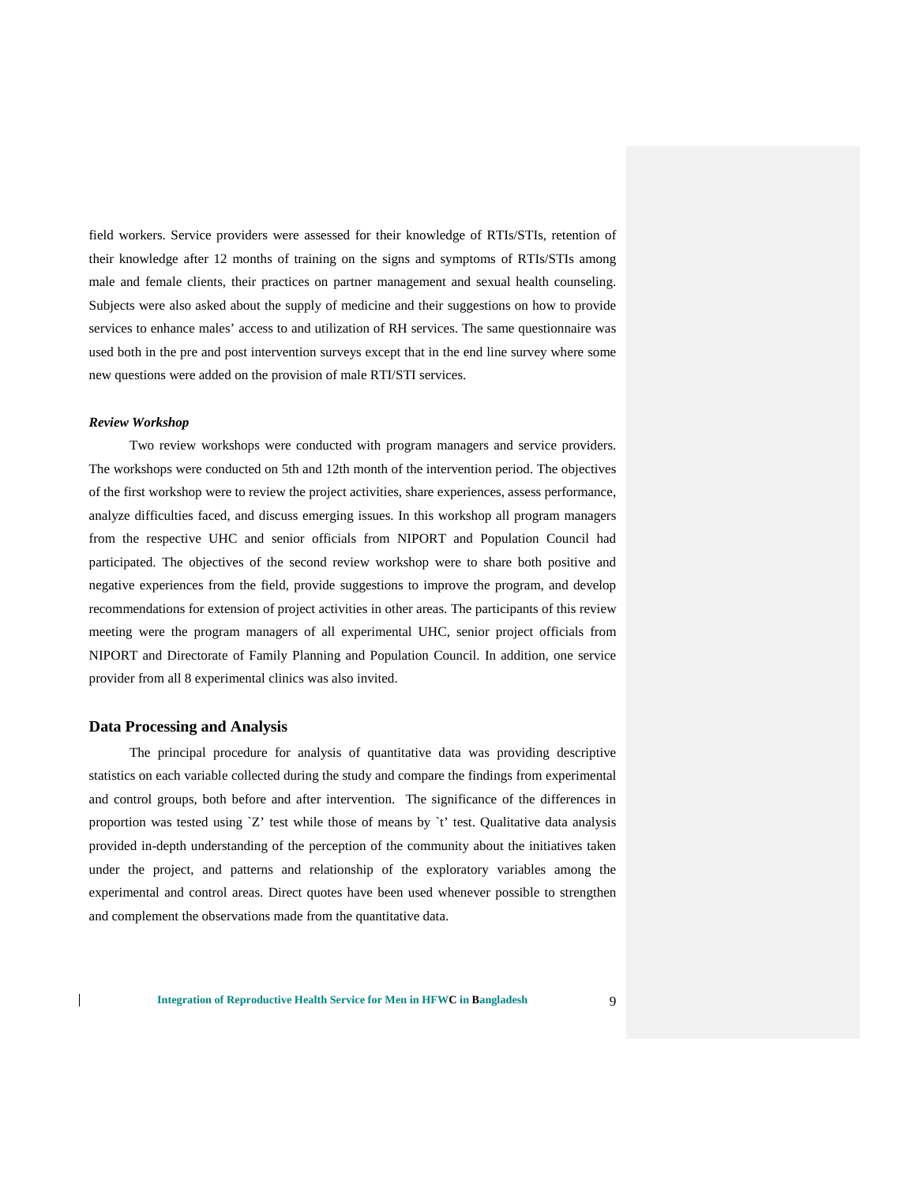field workers. Service providers were assessed for their knowledge of RTIs/STIs, retention of their knowledge after 12 months of training on the signs and symptoms of RTIs/STIs among male and female clients, their practices on partner management and sexual health counseling. Subjects were also asked about the supply of medicine and their suggestions on how to provide services to enhance males' access to and utilization of RH services. The same questionnaire was used both in the pre and post intervention surveys except that in the end line survey where some new questions were added on the provision of male RTI/STI services.

***Review Workshop***

Two review workshops were conducted with program managers and service providers. The workshops were conducted on 5th and 12th month of the intervention period. The objectives of the first workshop were to review the project activities, share experiences, assess performance, analyze difficulties faced, and discuss emerging issues. In this workshop all program managers from the respective UHC and senior officials from NIPORT and Population Council had participated. The objectives of the second review workshop were to share both positive and negative experiences from the field, provide suggestions to improve the program, and develop recommendations for extension of project activities in other areas. The participants of this review meeting were the program managers of all experimental UHC, senior project officials from NIPORT and Directorate of Family Planning and Population Council. In addition, one service provider from all 8 experimental clinics was also invited.

## Data Processing and Analysis

The principal procedure for analysis of quantitative data was providing descriptive statistics on each variable collected during the study and compare the findings from experimental and control groups, both before and after intervention. The significance of the differences in proportion was tested using `Z' test while those of means by `t' test. Qualitative data analysis provided in-depth understanding of the perception of the community about the initiatives taken under the project, and patterns and relationship of the exploratory variables among the experimental and control areas. Direct quotes have been used whenever possible to strengthen and complement the observations made from the quantitative data.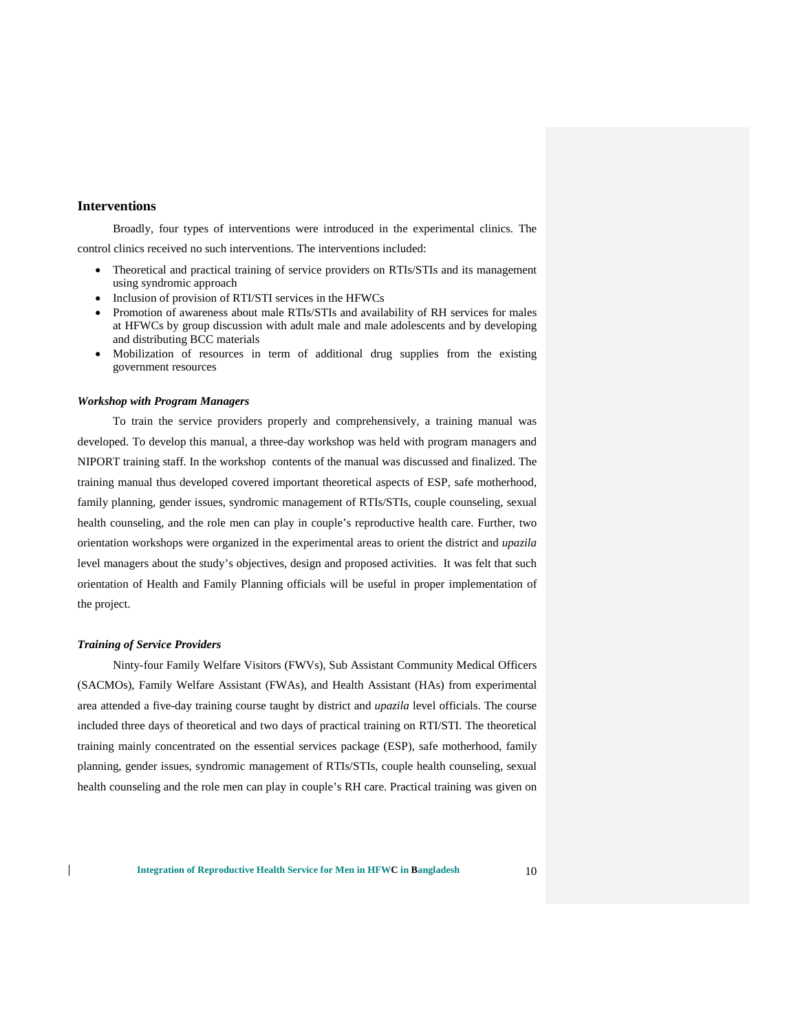## Interventions

Broadly, four types of interventions were introduced in the experimental clinics. The control clinics received no such interventions. The interventions included:

- Theoretical and practical training of service providers on RTIs/STIs and its management using syndromic approach
- Inclusion of provision of RTI/STI services in the HFWCs
- Promotion of awareness about male RTIs/STIs and availability of RH services for males at HFWCs by group discussion with adult male and male adolescents and by developing and distributing BCC materials
- Mobilization of resources in term of additional drug supplies from the existing government resources

### *Workshop with Program Managers*

To train the service providers properly and comprehensively, a training manual was developed. To develop this manual, a three-day workshop was held with program managers and NIPORT training staff. In the workshop contents of the manual was discussed and finalized. The training manual thus developed covered important theoretical aspects of ESP, safe motherhood, family planning, gender issues, syndromic management of RTIs/STIs, couple counseling, sexual health counseling, and the role men can play in couple's reproductive health care. Further, two orientation workshops were organized in the experimental areas to orient the district and *upazila* level managers about the study's objectives, design and proposed activities. It was felt that such orientation of Health and Family Planning officials will be useful in proper implementation of the project.

### *Training of Service Providers*

Ninty-four Family Welfare Visitors (FWVs), Sub Assistant Community Medical Officers (SACMOs), Family Welfare Assistant (FWAs), and Health Assistant (HAs) from experimental area attended a five-day training course taught by district and *upazila* level officials. The course included three days of theoretical and two days of practical training on RTI/STI. The theoretical training mainly concentrated on the essential services package (ESP), safe motherhood, family planning, gender issues, syndromic management of RTIs/STIs, couple health counseling, sexual health counseling and the role men can play in couple's RH care. Practical training was given on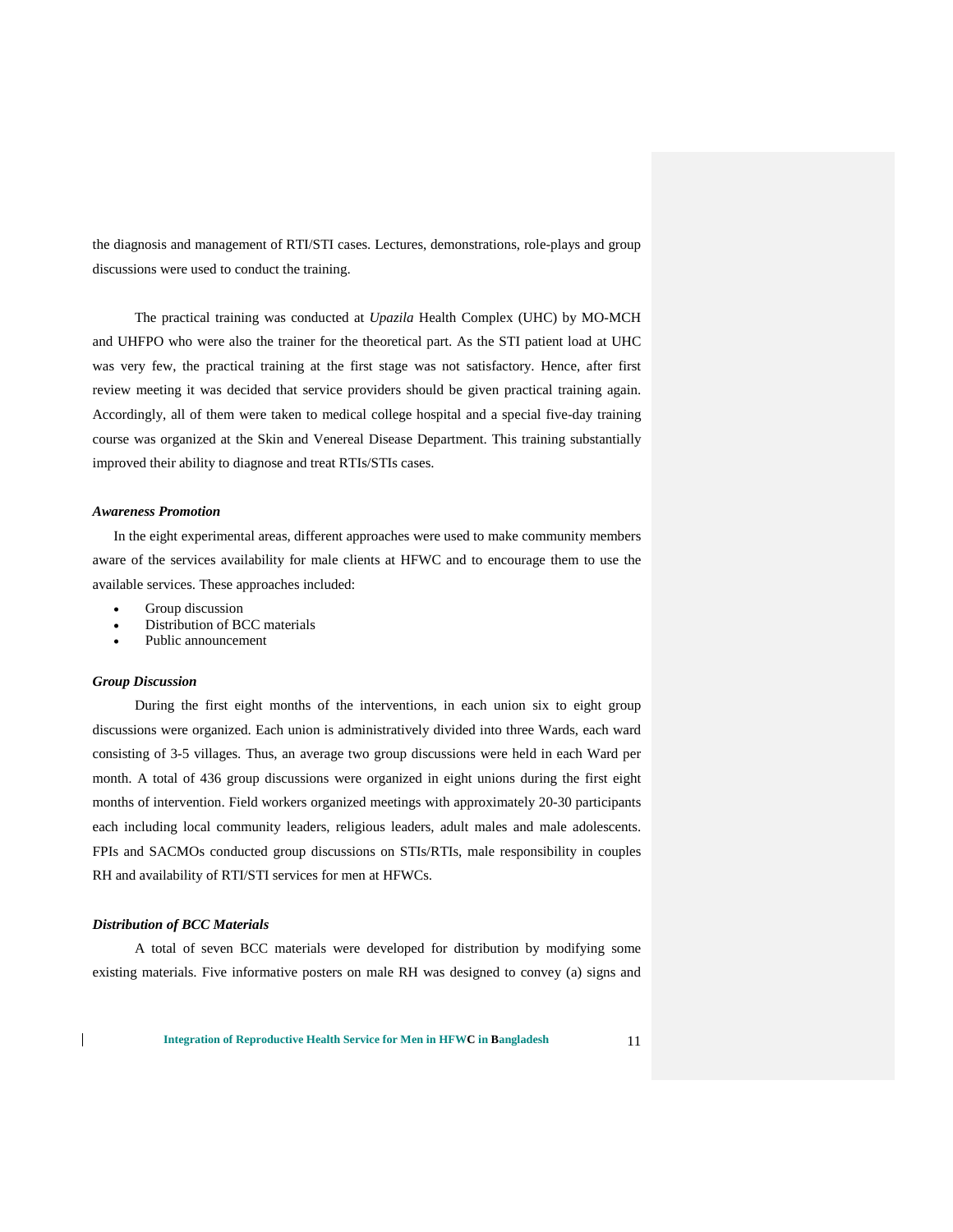the diagnosis and management of RTI/STI cases. Lectures, demonstrations, role-plays and group discussions were used to conduct the training.

The practical training was conducted at *Upazila* Health Complex (UHC) by MO-MCH and UHFPO who were also the trainer for the theoretical part. As the STI patient load at UHC was very few, the practical training at the first stage was not satisfactory. Hence, after first review meeting it was decided that service providers should be given practical training again. Accordingly, all of them were taken to medical college hospital and a special five-day training course was organized at the Skin and Venereal Disease Department. This training substantially improved their ability to diagnose and treat RTIs/STIs cases.

***Awareness Promotion***

In the eight experimental areas, different approaches were used to make community members aware of the services availability for male clients at HFWC and to encourage them to use the available services. These approaches included:

- Group discussion
- Distribution of BCC materials
- Public announcement

***Group Discussion***

During the first eight months of the interventions, in each union six to eight group discussions were organized. Each union is administratively divided into three Wards, each ward consisting of 3-5 villages. Thus, an average two group discussions were held in each Ward per month. A total of 436 group discussions were organized in eight unions during the first eight months of intervention. Field workers organized meetings with approximately 20-30 participants each including local community leaders, religious leaders, adult males and male adolescents. FPIs and SACMOs conducted group discussions on STIs/RTIs, male responsibility in couples RH and availability of RTI/STI services for men at HFWCs.

***Distribution of BCC Materials***

A total of seven BCC materials were developed for distribution by modifying some existing materials. Five informative posters on male RH was designed to convey (a) signs and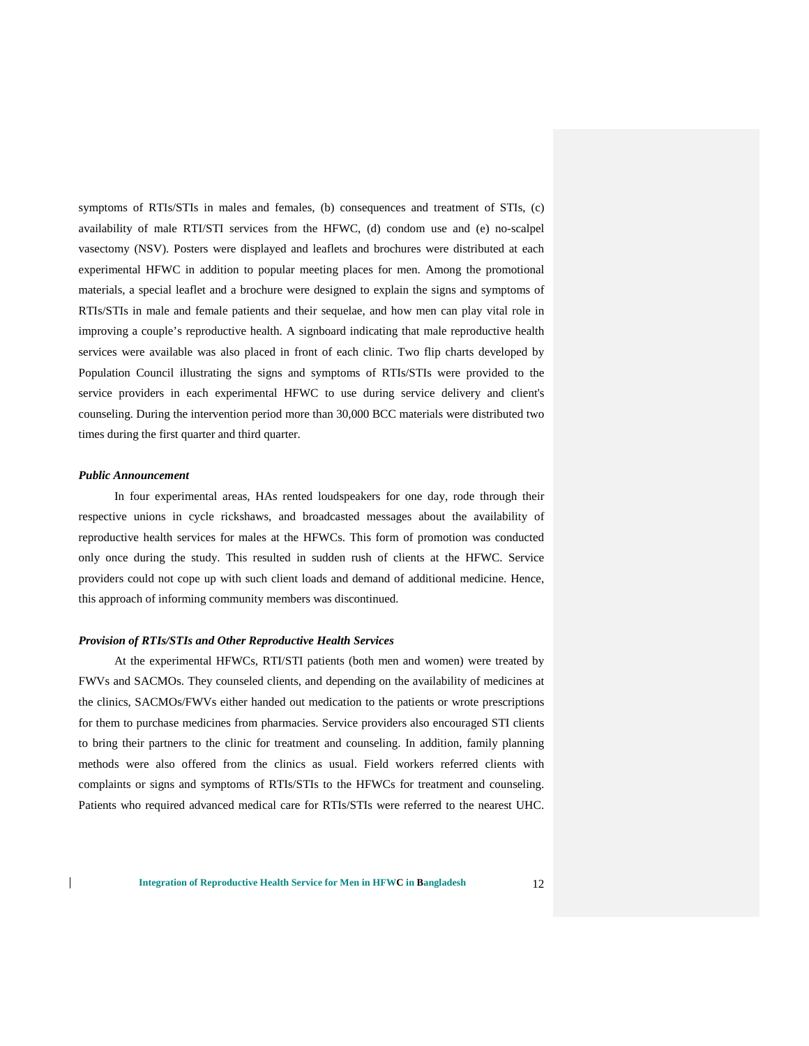symptoms of RTIs/STIs in males and females, (b) consequences and treatment of STIs, (c) availability of male RTI/STI services from the HFWC, (d) condom use and (e) no-scalpel vasectomy (NSV). Posters were displayed and leaflets and brochures were distributed at each experimental HFWC in addition to popular meeting places for men. Among the promotional materials, a special leaflet and a brochure were designed to explain the signs and symptoms of RTIs/STIs in male and female patients and their sequelae, and how men can play vital role in improving a couple's reproductive health. A signboard indicating that male reproductive health services were available was also placed in front of each clinic. Two flip charts developed by Population Council illustrating the signs and symptoms of RTIs/STIs were provided to the service providers in each experimental HFWC to use during service delivery and client's counseling. During the intervention period more than 30,000 BCC materials were distributed two times during the first quarter and third quarter.

***Public Announcement***

In four experimental areas, HAs rented loudspeakers for one day, rode through their respective unions in cycle rickshaws, and broadcasted messages about the availability of reproductive health services for males at the HFWCs. This form of promotion was conducted only once during the study. This resulted in sudden rush of clients at the HFWC. Service providers could not cope up with such client loads and demand of additional medicine. Hence, this approach of informing community members was discontinued.

***Provision of RTIs/STIs and Other Reproductive Health Services***

At the experimental HFWCs, RTI/STI patients (both men and women) were treated by FWVs and SACMOs. They counseled clients, and depending on the availability of medicines at the clinics, SACMOs/FWVs either handed out medication to the patients or wrote prescriptions for them to purchase medicines from pharmacies. Service providers also encouraged STI clients to bring their partners to the clinic for treatment and counseling. In addition, family planning methods were also offered from the clinics as usual. Field workers referred clients with complaints or signs and symptoms of RTIs/STIs to the HFWCs for treatment and counseling. Patients who required advanced medical care for RTIs/STIs were referred to the nearest UHC.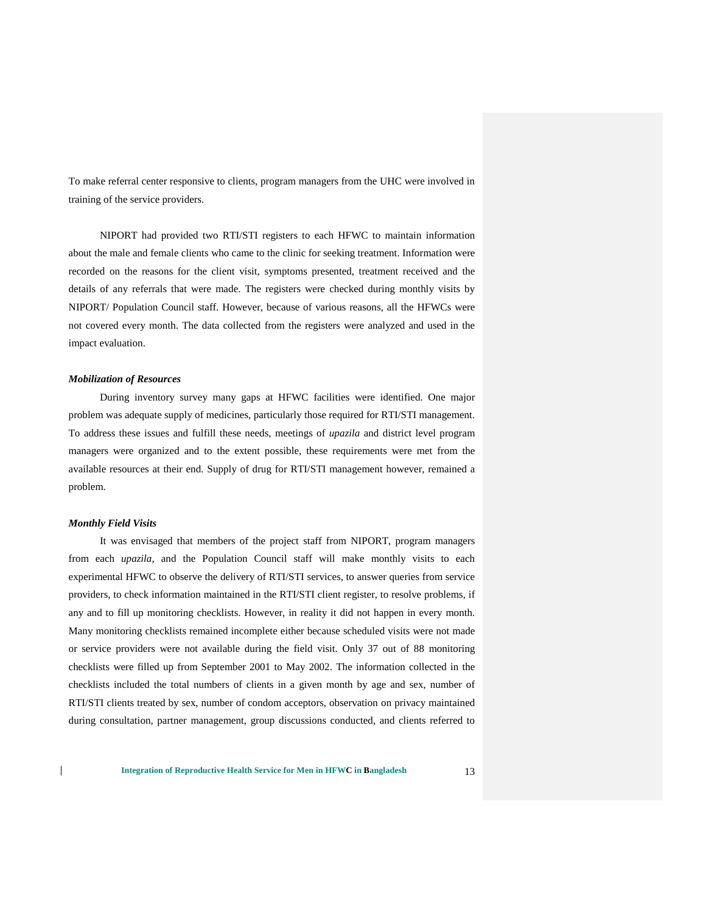To make referral center responsive to clients, program managers from the UHC were involved in training of the service providers.

NIPORT had provided two RTI/STI registers to each HFWC to maintain information about the male and female clients who came to the clinic for seeking treatment. Information were recorded on the reasons for the client visit, symptoms presented, treatment received and the details of any referrals that were made. The registers were checked during monthly visits by NIPORT/ Population Council staff. However, because of various reasons, all the HFWCs were not covered every month. The data collected from the registers were analyzed and used in the impact evaluation.

***Mobilization of Resources***

During inventory survey many gaps at HFWC facilities were identified. One major problem was adequate supply of medicines, particularly those required for RTI/STI management. To address these issues and fulfill these needs, meetings of *upazila* and district level program managers were organized and to the extent possible, these requirements were met from the available resources at their end. Supply of drug for RTI/STI management however, remained a problem.

***Monthly Field Visits***

It was envisaged that members of the project staff from NIPORT, program managers from each *upazila*, and the Population Council staff will make monthly visits to each experimental HFWC to observe the delivery of RTI/STI services, to answer queries from service providers, to check information maintained in the RTI/STI client register, to resolve problems, if any and to fill up monitoring checklists. However, in reality it did not happen in every month. Many monitoring checklists remained incomplete either because scheduled visits were not made or service providers were not available during the field visit. Only 37 out of 88 monitoring checklists were filled up from September 2001 to May 2002. The information collected in the checklists included the total numbers of clients in a given month by age and sex, number of RTI/STI clients treated by sex, number of condom acceptors, observation on privacy maintained during consultation, partner management, group discussions conducted, and clients referred to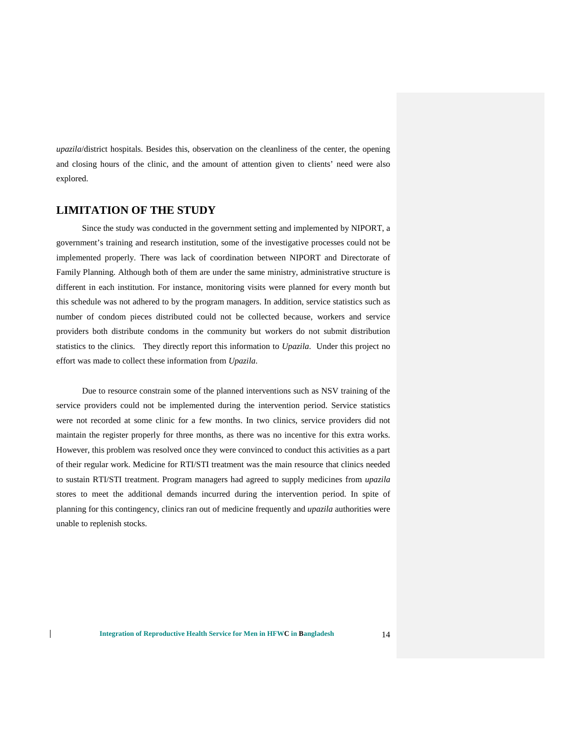*upazila*/district hospitals. Besides this, observation on the cleanliness of the center, the opening and closing hours of the clinic, and the amount of attention given to clients' need were also explored.

## LIMITATION OF THE STUDY

Since the study was conducted in the government setting and implemented by NIPORT, a government's training and research institution, some of the investigative processes could not be implemented properly. There was lack of coordination between NIPORT and Directorate of Family Planning. Although both of them are under the same ministry, administrative structure is different in each institution. For instance, monitoring visits were planned for every month but this schedule was not adhered to by the program managers. In addition, service statistics such as number of condom pieces distributed could not be collected because, workers and service providers both distribute condoms in the community but workers do not submit distribution statistics to the clinics. They directly report this information to *Upazila*. Under this project no effort was made to collect these information from *Upazila*.

Due to resource constrain some of the planned interventions such as NSV training of the service providers could not be implemented during the intervention period. Service statistics were not recorded at some clinic for a few months. In two clinics, service providers did not maintain the register properly for three months, as there was no incentive for this extra works. However, this problem was resolved once they were convinced to conduct this activities as a part of their regular work. Medicine for RTI/STI treatment was the main resource that clinics needed to sustain RTI/STI treatment. Program managers had agreed to supply medicines from *upazila* stores to meet the additional demands incurred during the intervention period. In spite of planning for this contingency, clinics ran out of medicine frequently and *upazila* authorities were unable to replenish stocks.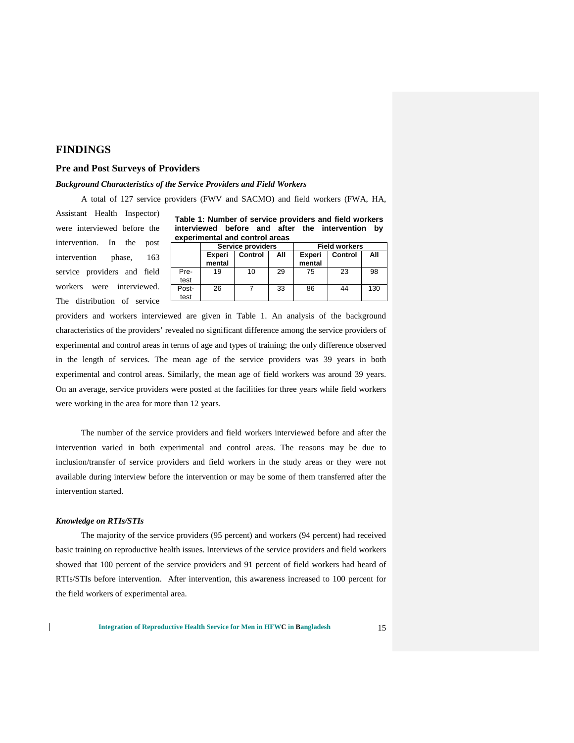# FINDINGS

## Pre and Post Surveys of Providers

### *Background Characteristics of the Service Providers and Field Workers*

A total of 127 service providers (FWV and SACMO) and field workers (FWA, HA, Assistant Health Inspector) were interviewed before the intervention. In the post intervention phase, 163 service providers and field workers were interviewed. The distribution of service providers and workers interviewed are given in Table 1. An analysis of the background characteristics of the providers' revealed no significant difference among the service providers of experimental and control areas in terms of age and types of training; the only difference observed in the length of services. The mean age of the service providers was 39 years in both experimental and control areas. Similarly, the mean age of field workers was around 39 years. On an average, service providers were posted at the facilities for three years while field workers were working in the area for more than 12 years.

**Table 1: Number of service providers and field workers interviewed before and after the intervention by experimental and control areas**

| | Service providers | | | Field workers | | |
|---|---|---|---|---|---|---|
| | Experi mental | Control | All | Experi mental | Control | All |
| Pre-test | 19 | 10 | 29 | 75 | 23 | 98 |
| Post-test | 26 | 7 | 33 | 86 | 44 | 130 |

The number of the service providers and field workers interviewed before and after the intervention varied in both experimental and control areas. The reasons may be due to inclusion/transfer of service providers and field workers in the study areas or they were not available during interview before the intervention or may be some of them transferred after the intervention started.

### *Knowledge on RTIs/STIs*

The majority of the service providers (95 percent) and workers (94 percent) had received basic training on reproductive health issues. Interviews of the service providers and field workers showed that 100 percent of the service providers and 91 percent of field workers had heard of RTIs/STIs before intervention. After intervention, this awareness increased to 100 percent for the field workers of experimental area.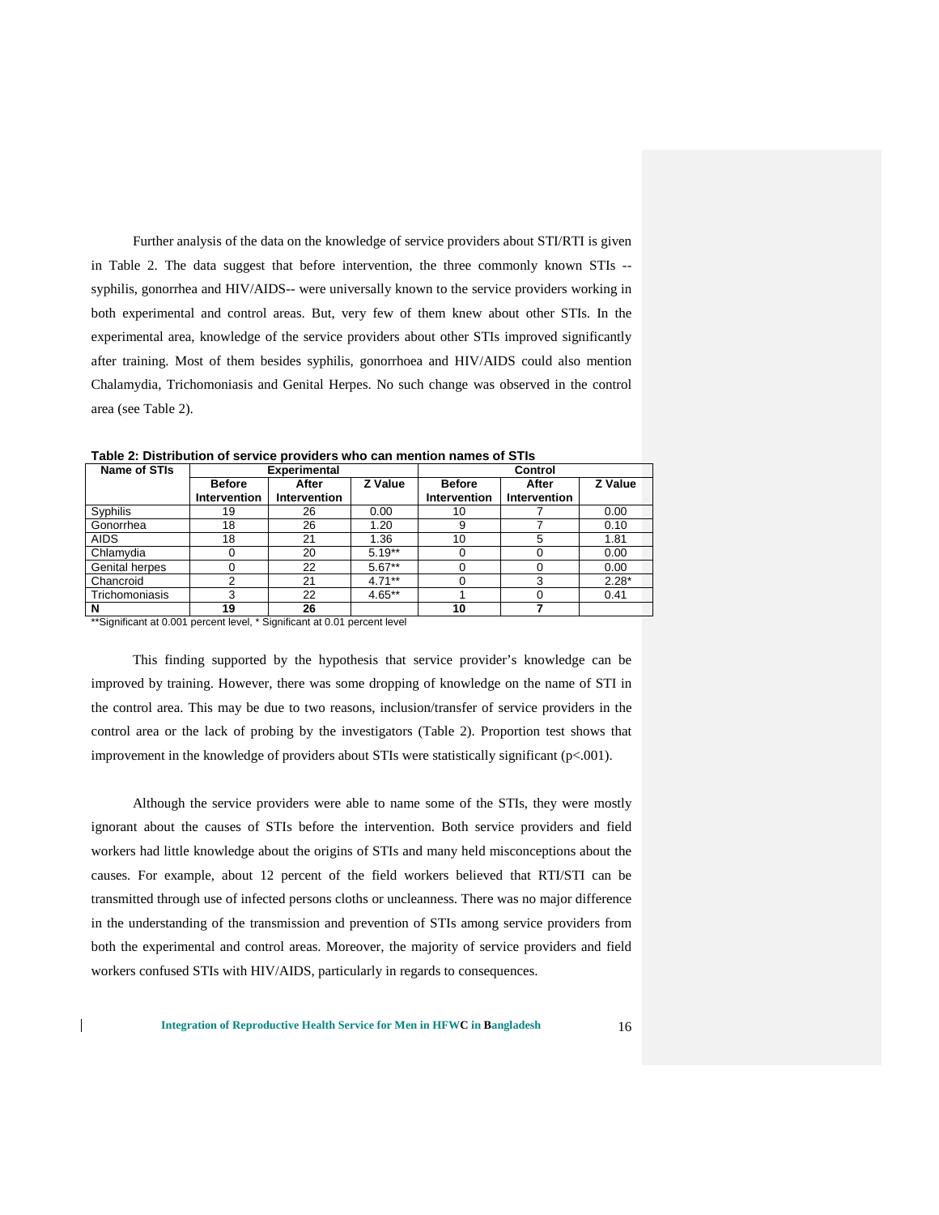Further analysis of the data on the knowledge of service providers about STI/RTI is given in Table 2. The data suggest that before intervention, the three commonly known STIs -- syphilis, gonorrhea and HIV/AIDS-- were universally known to the service providers working in both experimental and control areas. But, very few of them knew about other STIs. In the experimental area, knowledge of the service providers about other STIs improved significantly after training. Most of them besides syphilis, gonorrhoea and HIV/AIDS could also mention Chalamydia, Trichomoniasis and Genital Herpes. No such change was observed in the control area (see Table 2).

**Table 2: Distribution of service providers who can mention names of STIs**

| Name of STIs | Experimental | | | Control | | |
|---|---|---|---|---|---|---|
| | Before Intervention | After Intervention | Z Value | Before Intervention | After Intervention | Z Value |
| Syphilis | 19 | 26 | 0.00 | 10 | 7 | 0.00 |
| Gonorrhea | 18 | 26 | 1.20 | 9 | 7 | 0.10 |
| AIDS | 18 | 21 | 1.36 | 10 | 5 | 1.81 |
| Chlamydia | 0 | 20 | 5.19** | 0 | 0 | 0.00 |
| Genital herpes | 0 | 22 | 5.67** | 0 | 0 | 0.00 |
| Chancroid | 2 | 21 | 4.71** | 0 | 3 | 2.28* |
| Trichomoniasis | 3 | 22 | 4.65** | 1 | 0 | 0.41 |
| **N** | **19** | **26** | | **10** | **7** | |

**Significant at 0.001 percent level, * Significant at 0.01 percent level

This finding supported by the hypothesis that service provider's knowledge can be improved by training. However, there was some dropping of knowledge on the name of STI in the control area. This may be due to two reasons, inclusion/transfer of service providers in the control area or the lack of probing by the investigators (Table 2). Proportion test shows that improvement in the knowledge of providers about STIs were statistically significant ($p<.001$).

Although the service providers were able to name some of the STIs, they were mostly ignorant about the causes of STIs before the intervention. Both service providers and field workers had little knowledge about the origins of STIs and many held misconceptions about the causes. For example, about 12 percent of the field workers believed that RTI/STI can be transmitted through use of infected persons cloths or uncleanness. There was no major difference in the understanding of the transmission and prevention of STIs among service providers from both the experimental and control areas. Moreover, the majority of service providers and field workers confused STIs with HIV/AIDS, particularly in regards to consequences.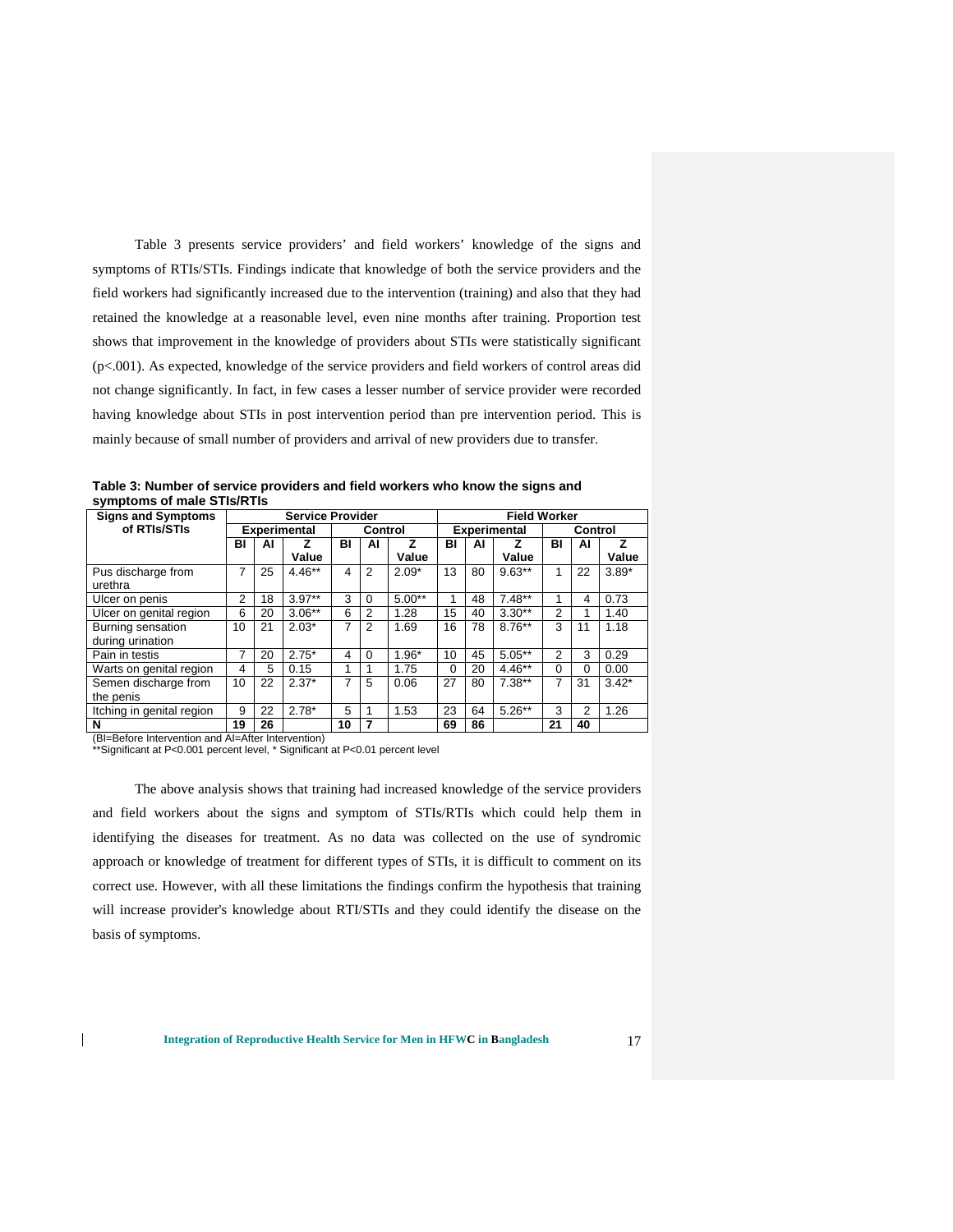Table 3 presents service providers' and field workers' knowledge of the signs and symptoms of RTIs/STIs. Findings indicate that knowledge of both the service providers and the field workers had significantly increased due to the intervention (training) and also that they had retained the knowledge at a reasonable level, even nine months after training. Proportion test shows that improvement in the knowledge of providers about STIs were statistically significant (p<.001). As expected, knowledge of the service providers and field workers of control areas did not change significantly. In fact, in few cases a lesser number of service provider were recorded having knowledge about STIs in post intervention period than pre intervention period. This is mainly because of small number of providers and arrival of new providers due to transfer.

**Table 3: Number of service providers and field workers who know the signs and symptoms of male STIs/RTIs**

| Signs and Symptoms of RTIs/STIs | Service Provider | | | | | | Field Worker | | | | | |
|---|---|---|---|---|---|---|---|---|---|---|---|---|
| | Experimental | | | Control | | | Experimental | | | Control | | |
| | BI | AI | Z Value | BI | AI | Z Value | BI | AI | Z Value | BI | AI | Z Value |
| Pus discharge from urethra | 7 | 25 | 4.46** | 4 | 2 | 2.09* | 13 | 80 | 9.63** | 1 | 22 | 3.89* |
| Ulcer on penis | 2 | 18 | 3.97** | 3 | 0 | 5.00** | 1 | 48 | 7.48** | 1 | 4 | 0.73 |
| Ulcer on genital region | 6 | 20 | 3.06** | 6 | 2 | 1.28 | 15 | 40 | 3.30** | 2 | 1 | 1.40 |
| Burning sensation during urination | 10 | 21 | 2.03* | 7 | 2 | 1.69 | 16 | 78 | 8.76** | 3 | 11 | 1.18 |
| Pain in testis | 7 | 20 | 2.75* | 4 | 0 | 1.96* | 10 | 45 | 5.05** | 2 | 3 | 0.29 |
| Warts on genital region | 4 | 5 | 0.15 | 1 | 1 | 1.75 | 0 | 20 | 4.46** | 0 | 0 | 0.00 |
| Semen discharge from the penis | 10 | 22 | 2.37* | 7 | 5 | 0.06 | 27 | 80 | 7.38** | 7 | 31 | 3.42* |
| Itching in genital region | 9 | 22 | 2.78* | 5 | 1 | 1.53 | 23 | 64 | 5.26** | 3 | 2 | 1.26 |
| **N** | **19** | **26** | | **10** | **7** | | **69** | **86** | | **21** | **40** | |

(BI=Before Intervention and AI=After Intervention)
**Significant at P<0.001 percent level, * Significant at P<0.01 percent level

The above analysis shows that training had increased knowledge of the service providers and field workers about the signs and symptom of STIs/RTIs which could help them in identifying the diseases for treatment. As no data was collected on the use of syndromic approach or knowledge of treatment for different types of STIs, it is difficult to comment on its correct use. However, with all these limitations the findings confirm the hypothesis that training will increase provider's knowledge about RTI/STIs and they could identify the disease on the basis of symptoms.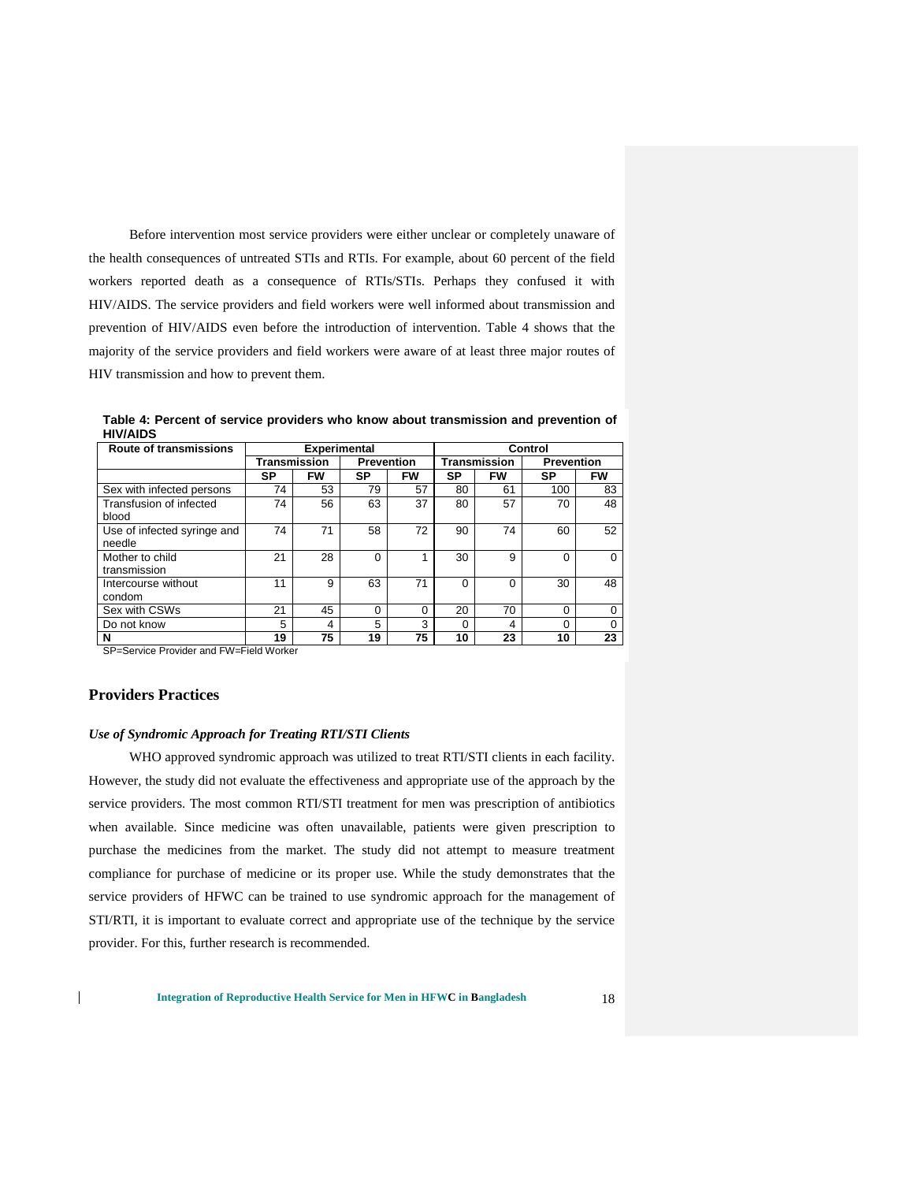Before intervention most service providers were either unclear or completely unaware of the health consequences of untreated STIs and RTIs. For example, about 60 percent of the field workers reported death as a consequence of RTIs/STIs. Perhaps they confused it with HIV/AIDS. The service providers and field workers were well informed about transmission and prevention of HIV/AIDS even before the introduction of intervention. Table 4 shows that the majority of the service providers and field workers were aware of at least three major routes of HIV transmission and how to prevent them.

**Table 4: Percent of service providers who know about transmission and prevention of HIV/AIDS**

| Route of transmissions | Experimental | | | | Control | | | |
|---|---|---|---|---|---|---|---|---|
| | Transmission | | Prevention | | Transmission | | Prevention | |
| | SP | FW | SP | FW | SP | FW | SP | FW |
| Sex with infected persons | 74 | 53 | 79 | 57 | 80 | 61 | 100 | 83 |
| Transfusion of infected blood | 74 | 56 | 63 | 37 | 80 | 57 | 70 | 48 |
| Use of infected syringe and needle | 74 | 71 | 58 | 72 | 90 | 74 | 60 | 52 |
| Mother to child transmission | 21 | 28 | 0 | 1 | 30 | 9 | 0 | 0 |
| Intercourse without condom | 11 | 9 | 63 | 71 | 0 | 0 | 30 | 48 |
| Sex with CSWs | 21 | 45 | 0 | 0 | 20 | 70 | 0 | 0 |
| Do not know | 5 | 4 | 5 | 3 | 0 | 4 | 0 | 0 |
| **N** | **19** | **75** | **19** | **75** | **10** | **23** | **10** | **23** |

SP=Service Provider and FW=Field Worker

## Providers Practices

### *Use of Syndromic Approach for Treating RTI/STI Clients*

WHO approved syndromic approach was utilized to treat RTI/STI clients in each facility. However, the study did not evaluate the effectiveness and appropriate use of the approach by the service providers. The most common RTI/STI treatment for men was prescription of antibiotics when available. Since medicine was often unavailable, patients were given prescription to purchase the medicines from the market. The study did not attempt to measure treatment compliance for purchase of medicine or its proper use. While the study demonstrates that the service providers of HFWC can be trained to use syndromic approach for the management of STI/RTI, it is important to evaluate correct and appropriate use of the technique by the service provider. For this, further research is recommended.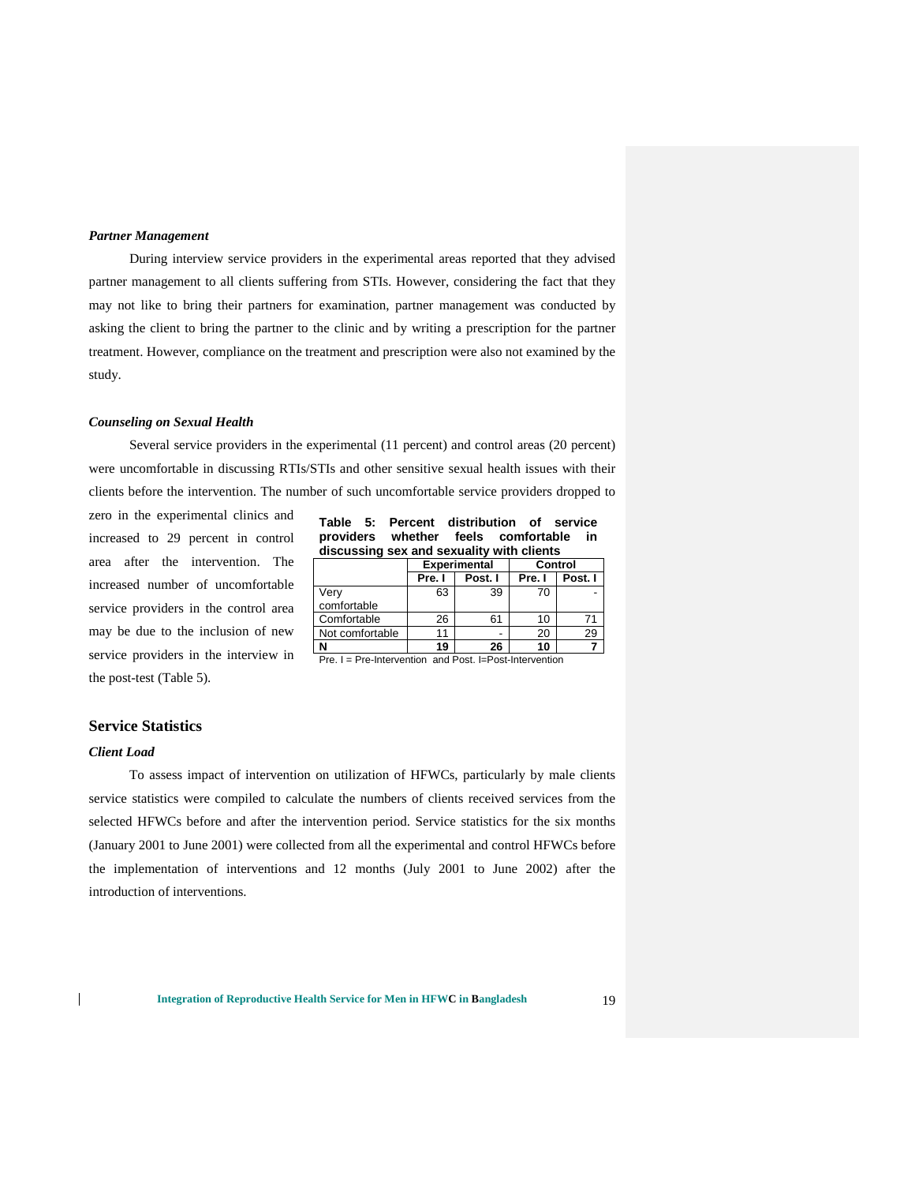### *Partner Management*

During interview service providers in the experimental areas reported that they advised partner management to all clients suffering from STIs. However, considering the fact that they may not like to bring their partners for examination, partner management was conducted by asking the client to bring the partner to the clinic and by writing a prescription for the partner treatment. However, compliance on the treatment and prescription were also not examined by the study.

### *Counseling on Sexual Health*

Several service providers in the experimental (11 percent) and control areas (20 percent) were uncomfortable in discussing RTIs/STIs and other sensitive sexual health issues with their clients before the intervention. The number of such uncomfortable service providers dropped to zero in the experimental clinics and increased to 29 percent in control area after the intervention. The increased number of uncomfortable service providers in the control area may be due to the inclusion of new service providers in the interview in the post-test (Table 5).

**Table 5: Percent distribution of service providers whether feels comfortable in discussing sex and sexuality with clients**

| | Experimental | | Control | |
|---|---|---|---|---|
| | **Pre. I** | **Post. I** | **Pre. I** | **Post. I** |
| Very comfortable | 63 | 39 | 70 | - |
| Comfortable | 26 | 61 | 10 | 71 |
| Not comfortable | 11 | - | 20 | 29 |
| **N** | **19** | **26** | **10** | **7** |

Pre. I = Pre-Intervention and Post. I=Post-Intervention

## Service Statistics

### *Client Load*

To assess impact of intervention on utilization of HFWCs, particularly by male clients service statistics were compiled to calculate the numbers of clients received services from the selected HFWCs before and after the intervention period. Service statistics for the six months (January 2001 to June 2001) were collected from all the experimental and control HFWCs before the implementation of interventions and 12 months (July 2001 to June 2002) after the introduction of interventions.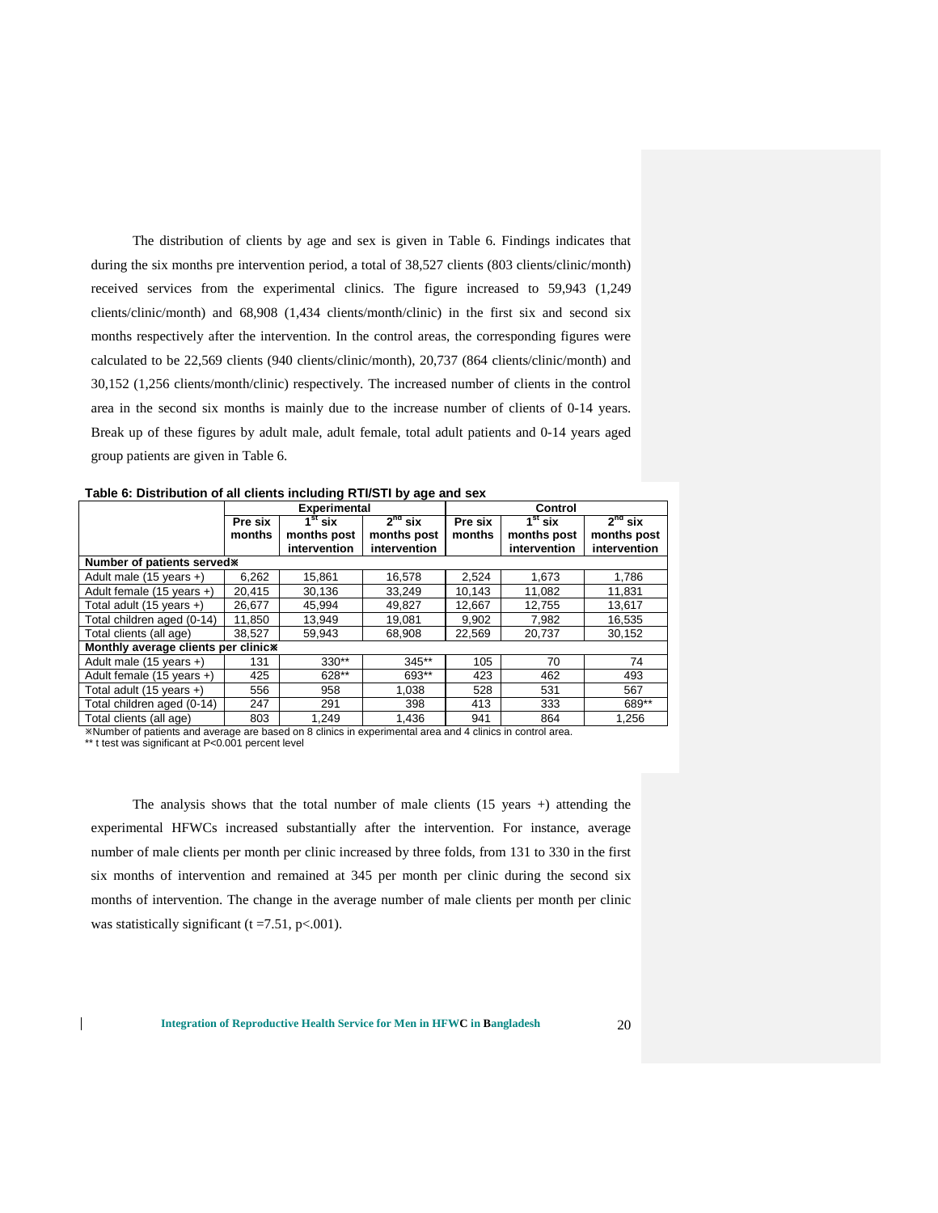The distribution of clients by age and sex is given in Table 6. Findings indicates that during the six months pre intervention period, a total of 38,527 clients (803 clients/clinic/month) received services from the experimental clinics. The figure increased to 59,943 (1,249 clients/clinic/month) and 68,908 (1,434 clients/month/clinic) in the first six and second six months respectively after the intervention. In the control areas, the corresponding figures were calculated to be 22,569 clients (940 clients/clinic/month), 20,737 (864 clients/clinic/month) and 30,152 (1,256 clients/month/clinic) respectively. The increased number of clients in the control area in the second six months is mainly due to the increase number of clients of 0-14 years. Break up of these figures by adult male, adult female, total adult patients and 0-14 years aged group patients are given in Table 6.

**Table 6: Distribution of all clients including RTI/STI by age and sex**

| | Experimental | | | Control | | |
|---|---|---|---|---|---|---|
| | Pre six months | 1st six months post intervention | 2nd six months post intervention | Pre six months | 1st six months post intervention | 2nd six months post intervention |
| **Number of patients served⋇** | | | | | | |
| Adult male (15 years +) | 6,262 | 15,861 | 16,578 | 2,524 | 1,673 | 1,786 |
| Adult female (15 years +) | 20,415 | 30,136 | 33,249 | 10,143 | 11,082 | 11,831 |
| Total adult (15 years +) | 26,677 | 45,994 | 49,827 | 12,667 | 12,755 | 13,617 |
| Total children aged (0-14) | 11,850 | 13,949 | 19,081 | 9,902 | 7,982 | 16,535 |
| Total clients (all age) | 38,527 | 59,943 | 68,908 | 22,569 | 20,737 | 30,152 |
| **Monthly average clients per clinic⋇** | | | | | | |
| Adult male (15 years +) | 131 | 330** | 345** | 105 | 70 | 74 |
| Adult female (15 years +) | 425 | 628** | 693** | 423 | 462 | 493 |
| Total adult (15 years +) | 556 | 958 | 1,038 | 528 | 531 | 567 |
| Total children aged (0-14) | 247 | 291 | 398 | 413 | 333 | 689** |
| Total clients (all age) | 803 | 1,249 | 1,436 | 941 | 864 | 1,256 |

⋇Number of patients and average are based on 8 clinics in experimental area and 4 clinics in control area.
** t test was significant at P<0.001 percent level

The analysis shows that the total number of male clients (15 years +) attending the experimental HFWCs increased substantially after the intervention. For instance, average number of male clients per month per clinic increased by three folds, from 131 to 330 in the first six months of intervention and remained at 345 per month per clinic during the second six months of intervention. The change in the average number of male clients per month per clinic was statistically significant ($t = 7.51$, $p < .001$).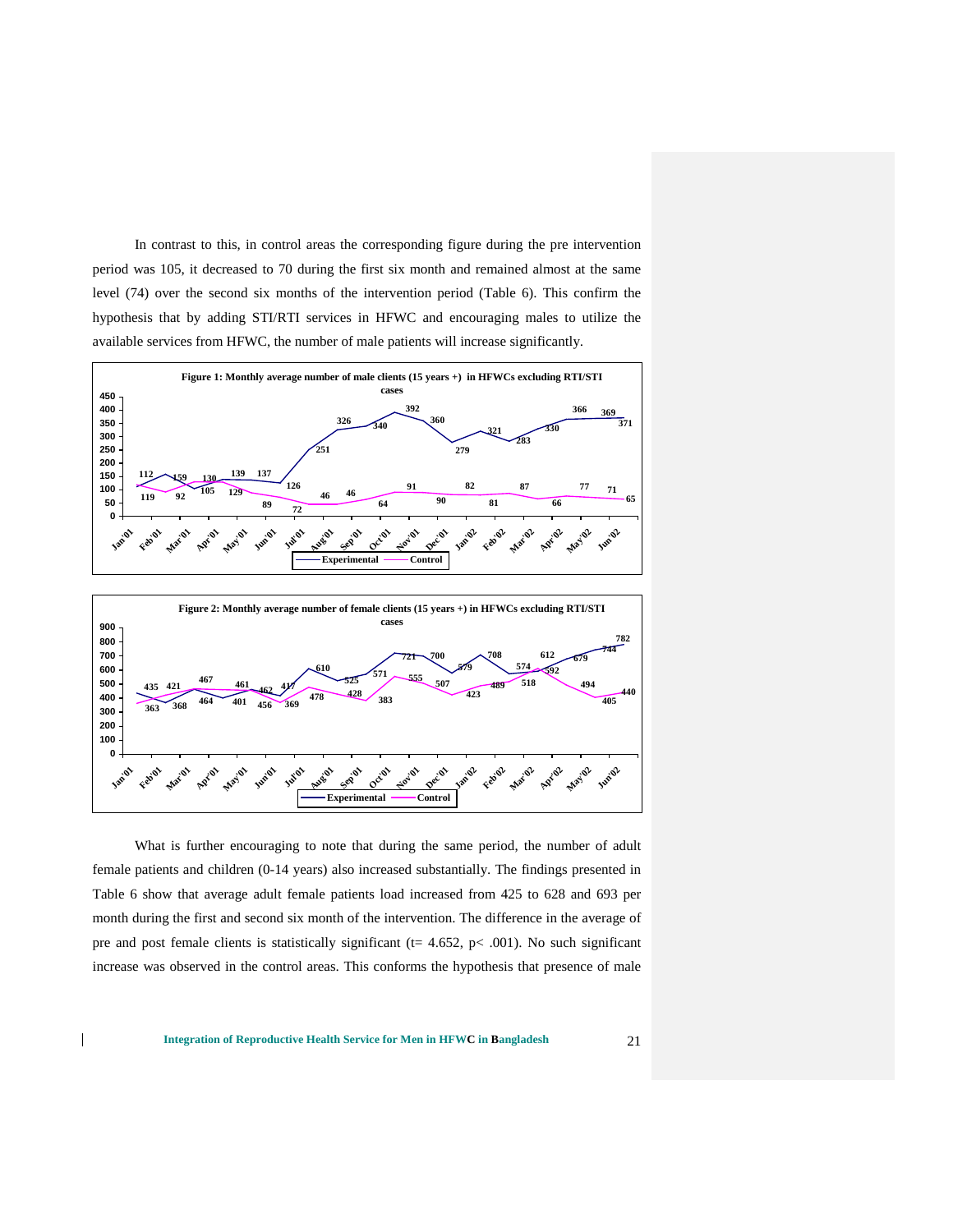In contrast to this, in control areas the corresponding figure during the pre intervention period was 105, it decreased to 70 during the first six month and remained almost at the same level (74) over the second six months of the intervention period (Table 6). This confirm the hypothesis that by adding STI/RTI services in HFWC and encouraging males to utilize the available services from HFWC, the number of male patients will increase significantly.

**Figure 1: Monthly average number of male clients (15 years +) in HFWCs excluding RTI/STI cases**

**Figure 2: Monthly average number of female clients (15 years +) in HFWCs excluding RTI/STI cases**

What is further encouraging to note that during the same period, the number of adult female patients and children (0-14 years) also increased substantially. The findings presented in Table 6 show that average adult female patients load increased from 425 to 628 and 693 per month during the first and second six month of the intervention. The difference in the average of pre and post female clients is statistically significant ($t = 4.652$, $p < .001$). No such significant increase was observed in the control areas. This conforms the hypothesis that presence of male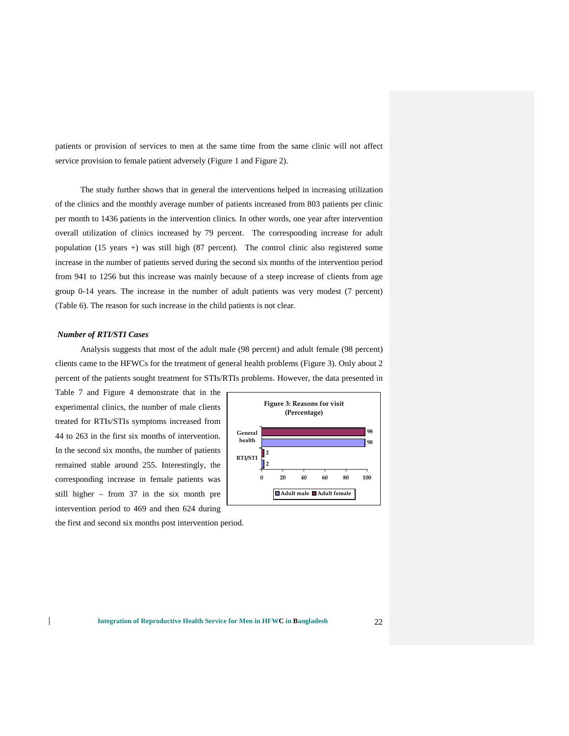patients or provision of services to men at the same time from the same clinic will not affect service provision to female patient adversely (Figure 1 and Figure 2).

The study further shows that in general the interventions helped in increasing utilization of the clinics and the monthly average number of patients increased from 803 patients per clinic per month to 1436 patients in the intervention clinics. In other words, one year after intervention overall utilization of clinics increased by 79 percent. The corresponding increase for adult population (15 years +) was still high (87 percent). The control clinic also registered some increase in the number of patients served during the second six months of the intervention period from 941 to 1256 but this increase was mainly because of a steep increase of clients from age group 0-14 years. The increase in the number of adult patients was very modest (7 percent) (Table 6). The reason for such increase in the child patients is not clear.

***Number of RTI/STI Cases***

Analysis suggests that most of the adult male (98 percent) and adult female (98 percent) clients came to the HFWCs for the treatment of general health problems (Figure 3). Only about 2 percent of the patients sought treatment for STIs/RTIs problems. However, the data presented in Table 7 and Figure 4 demonstrate that in the experimental clinics, the number of male clients treated for RTIs/STIs symptoms increased from 44 to 263 in the first six months of intervention. In the second six months, the number of patients remained stable around 255. Interestingly, the corresponding increase in female patients was still higher – from 37 in the six month pre intervention period to 469 and then 624 during the first and second six months post intervention period.

**Figure 3: Reasons for visit (Percentage)**

| | Adult male | Adult female |
|---|---|---|
| General health | 98 | 98 |
| RTI/STI | 2 | 2 |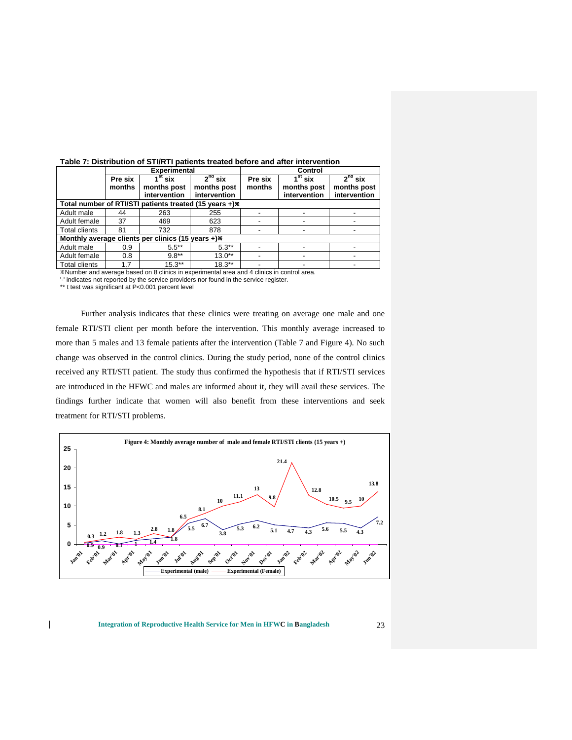**Table 7: Distribution of STI/RTI patients treated before and after intervention**

| | Experimental | | | Control | | |
|---|---|---|---|---|---|---|
| | Pre six months | 1st six months post intervention | 2nd six months post intervention | Pre six months | 1st six months post intervention | 2nd six months post intervention |
| **Total number of RTI/STI patients treated (15 years +)⋇** | | | | | | |
| Adult male | 44 | 263 | 255 | - | - | - |
| Adult female | 37 | 469 | 623 | - | - | - |
| Total clients | 81 | 732 | 878 | - | - | - |
| **Monthly average clients per clinics (15 years +)⋇** | | | | | | |
| Adult male | 0.9 | 5.5** | 5.3** | - | - | - |
| Adult female | 0.8 | 9.8** | 13.0** | - | - | - |
| Total clients | 1.7 | 15.3** | 18.3** | - | - | - |

⋇Number and average based on 8 clinics in experimental area and 4 clinics in control area.
'-' indicates not reported by the service providers nor found in the service register.
** t test was significant at P<0.001 percent level

Further analysis indicates that these clinics were treating on average one male and one female RTI/STI client per month before the intervention. This monthly average increased to more than 5 males and 13 female patients after the intervention (Table 7 and Figure 4). No such change was observed in the control clinics. During the study period, none of the control clinics received any RTI/STI patient. The study thus confirmed the hypothesis that if RTI/STI services are introduced in the HFWC and males are informed about it, they will avail these services. The findings further indicate that women will also benefit from these interventions and seek treatment for RTI/STI problems.

**Figure 4: Monthly average number of male and female RTI/STI clients (15 years +)**

| Month | Experimental (male) | Experimental (Female) |
|---|---|---|
| Jan'01 | 0.5 | 0.3 |
| Feb'01 | 0.9 | 1.2 |
| Mar'01 | 0.1 | 1.8 |
| Apr'01 | 1 | 1.3 |
| May'01 | 1.4 | 2.8 |
| Jun'01 | 1.8 | 1.8 |
| Jul'01 | 5.5 | 6.5 |
| Aug'01 | 6.7 | 8.1 |
| Sep'01 | 3.8 | 10 |
| Oct'01 | 5.3 | 11.1 |
| Nov'01 | 6.2 | 13 |
| Dec'01 | 5.1 | 9.8 |
| Jan'02 | 4.7 | 21.4 |
| Feb'02 | 4.3 | 12.8 |
| Mar'02 | 5.6 | 10.5 |
| Apr'02 | 5.5 | 9.5 |
| May'02 | 4.3 | 10 |
| Jun'02 | 7.2 | 13.8 |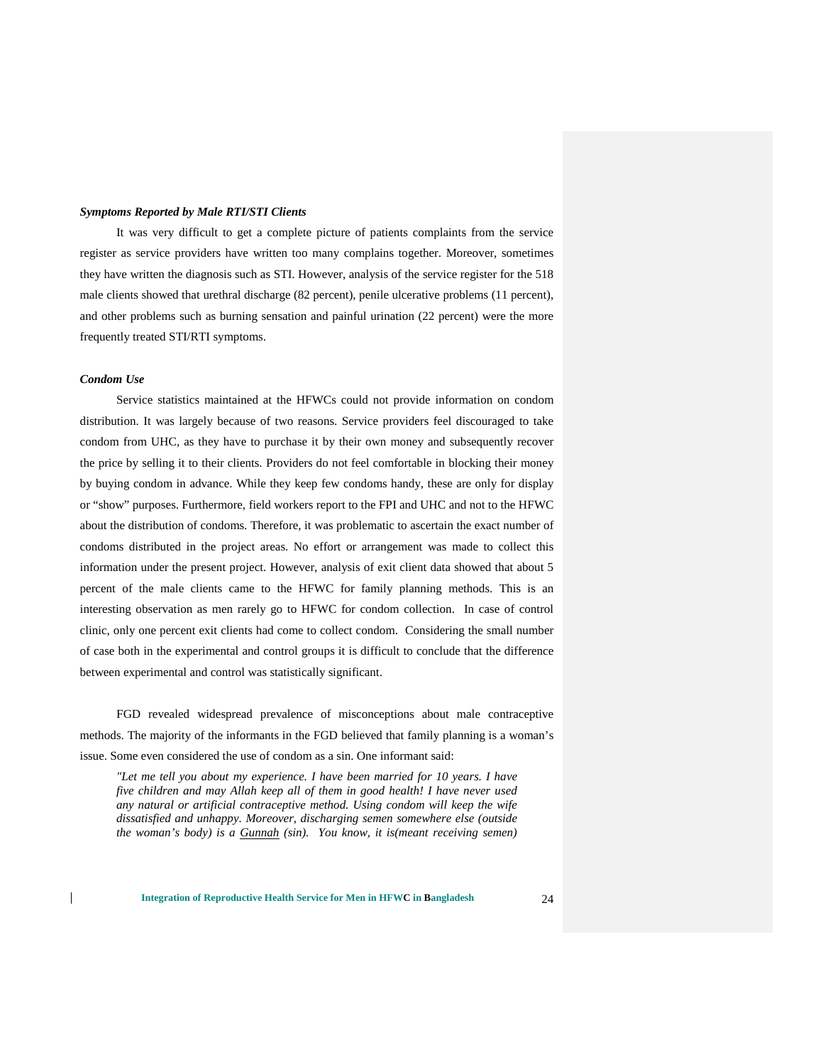***Symptoms Reported by Male RTI/STI Clients***

It was very difficult to get a complete picture of patients complaints from the service register as service providers have written too many complains together. Moreover, sometimes they have written the diagnosis such as STI. However, analysis of the service register for the 518 male clients showed that urethral discharge (82 percent), penile ulcerative problems (11 percent), and other problems such as burning sensation and painful urination (22 percent) were the more frequently treated STI/RTI symptoms.

***Condom Use***

Service statistics maintained at the HFWCs could not provide information on condom distribution. It was largely because of two reasons. Service providers feel discouraged to take condom from UHC, as they have to purchase it by their own money and subsequently recover the price by selling it to their clients. Providers do not feel comfortable in blocking their money by buying condom in advance. While they keep few condoms handy, these are only for display or "show" purposes. Furthermore, field workers report to the FPI and UHC and not to the HFWC about the distribution of condoms. Therefore, it was problematic to ascertain the exact number of condoms distributed in the project areas. No effort or arrangement was made to collect this information under the present project. However, analysis of exit client data showed that about 5 percent of the male clients came to the HFWC for family planning methods. This is an interesting observation as men rarely go to HFWC for condom collection. In case of control clinic, only one percent exit clients had come to collect condom. Considering the small number of case both in the experimental and control groups it is difficult to conclude that the difference between experimental and control was statistically significant.

FGD revealed widespread prevalence of misconceptions about male contraceptive methods. The majority of the informants in the FGD believed that family planning is a woman's issue. Some even considered the use of condom as a sin. One informant said:

> *"Let me tell you about my experience. I have been married for 10 years. I have five children and may Allah keep all of them in good health! I have never used any natural or artificial contraceptive method. Using condom will keep the wife dissatisfied and unhappy. Moreover, discharging semen somewhere else (outside the woman's body) is a Gunnah (sin). You know, it is(meant receiving semen)*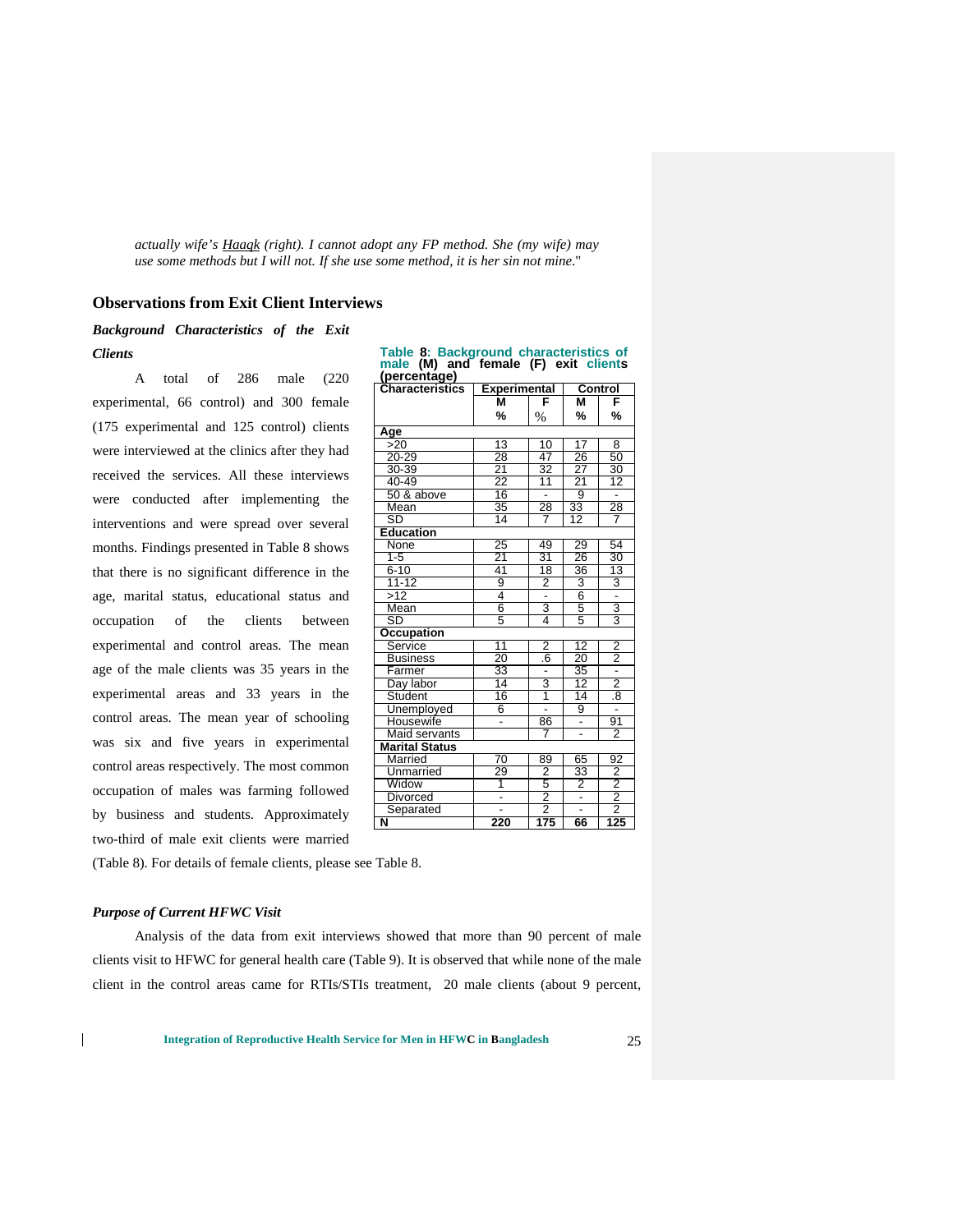*actually wife's Haaqk (right). I cannot adopt any FP method. She (my wife) may use some methods but I will not. If she use some method, it is her sin not mine.*"

## Observations from Exit Client Interviews

### *Background Characteristics of the Exit Clients*

A total of 286 male (220 experimental, 66 control) and 300 female (175 experimental and 125 control) clients were interviewed at the clinics after they had received the services. All these interviews were conducted after implementing the interventions and were spread over several months. Findings presented in Table 8 shows that there is no significant difference in the age, marital status, educational status and occupation of the clients between experimental and control areas. The mean age of the male clients was 35 years in the experimental areas and 33 years in the control areas. The mean year of schooling was six and five years in experimental control areas respectively. The most common occupation of males was farming followed by business and students. Approximately two-third of male exit clients were married (Table 8). For details of female clients, please see Table 8.

**Table 8: Background characteristics of male (M) and female (F) exit clients (percentage)**

| Characteristics | Experimental | | Control | |
|---|---|---|---|---|
| | M % | F % | M % | F % |
| **Age** | | | | |
| >20 | 13 | 10 | 17 | 8 |
| 20-29 | 28 | 47 | 26 | 50 |
| 30-39 | 21 | 32 | 27 | 30 |
| 40-49 | 22 | 11 | 21 | 12 |
| 50 & above | 16 | - | 9 | - |
| Mean | 35 | 28 | 33 | 28 |
| SD | 14 | 7 | 12 | 7 |
| **Education** | | | | |
| None | 25 | 49 | 29 | 54 |
| 1-5 | 21 | 31 | 26 | 30 |
| 6-10 | 41 | 18 | 36 | 13 |
| 11-12 | 9 | 2 | 3 | 3 |
| >12 | 4 | - | 6 | - |
| Mean | 6 | 3 | 5 | 3 |
| SD | 5 | 4 | 5 | 3 |
| **Occupation** | | | | |
| Service | 11 | 2 | 12 | 2 |
| Business | 20 | .6 | 20 | 2 |
| Farmer | 33 | - | 35 | - |
| Day labor | 14 | 3 | 12 | 2 |
| Student | 16 | 1 | 14 | .8 |
| Unemployed | 6 | - | 9 | - |
| Housewife | - | 86 | - | 91 |
| Maid servants | | 7 | - | 2 |
| **Marital Status** | | | | |
| Married | 70 | 89 | 65 | 92 |
| Unmarried | 29 | 2 | 33 | 2 |
| Widow | 1 | 5 | 2 | 2 |
| Divorced | - | 2 | - | 2 |
| Separated | - | 2 | - | 2 |
| **N** | **220** | **175** | **66** | **125** |

### *Purpose of Current HFWC Visit*

Analysis of the data from exit interviews showed that more than 90 percent of male clients visit to HFWC for general health care (Table 9). It is observed that while none of the male client in the control areas came for RTIs/STIs treatment, 20 male clients (about 9 percent,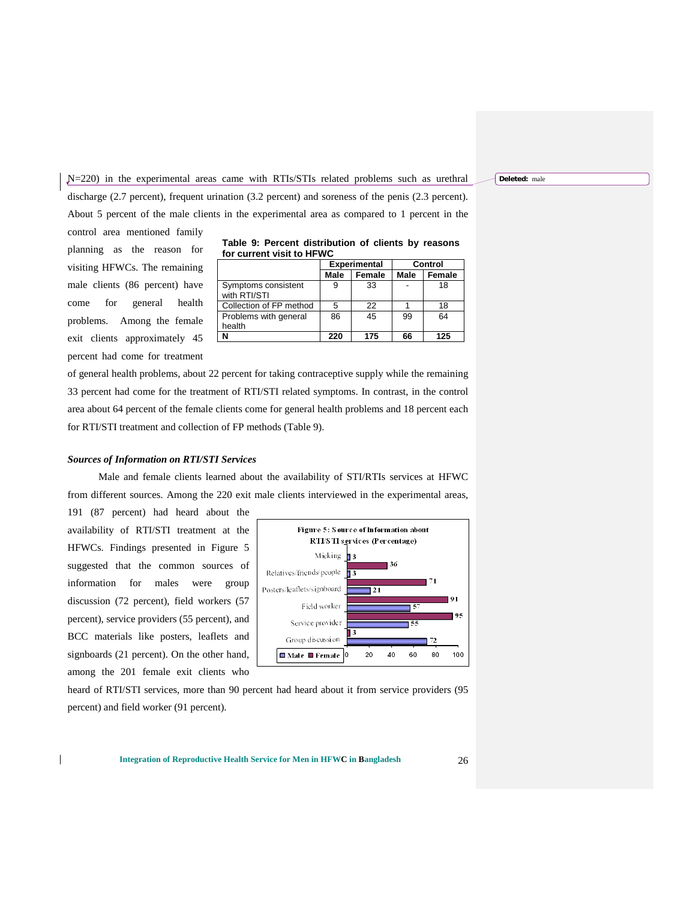N=220) in the experimental areas came with RTIs/STIs related problems such as urethral discharge (2.7 percent), frequent urination (3.2 percent) and soreness of the penis (2.3 percent). About 5 percent of the male clients in the experimental area as compared to 1 percent in the control area mentioned family planning as the reason for visiting HFWCs. The remaining male clients (86 percent) have come for general health problems. Among the female exit clients approximately 45 percent had come for treatment of general health problems, about 22 percent for taking contraceptive supply while the remaining 33 percent had come for the treatment of RTI/STI related symptoms. In contrast, in the control area about 64 percent of the female clients come for general health problems and 18 percent each for RTI/STI treatment and collection of FP methods (Table 9).

**Table 9: Percent distribution of clients by reasons for current visit to HFWC**

| | Experimental | | Control | |
|---|---|---|---|---|
| | Male | Female | Male | Female |
| Symptoms consistent with RTI/STI | 9 | 33 | - | 18 |
| Collection of FP method | 5 | 22 | 1 | 18 |
| Problems with general health | 86 | 45 | 99 | 64 |
| **N** | **220** | **175** | **66** | **125** |

***Sources of Information on RTI/STI Services***

Male and female clients learned about the availability of STI/RTIs services at HFWC from different sources. Among the 220 exit male clients interviewed in the experimental areas, 191 (87 percent) had heard about the availability of RTI/STI treatment at the HFWCs. Findings presented in Figure 5 suggested that the common sources of information for males were group discussion (72 percent), field workers (57 percent), service providers (55 percent), and BCC materials like posters, leaflets and signboards (21 percent). On the other hand, among the 201 female exit clients who heard of RTI/STI services, more than 90 percent had heard about it from service providers (95 percent) and field worker (91 percent).

**Figure 5: Source of Information about RTI/STI services (Percentage)**

| Source | Male | Female |
|---|---|---|
| Micking | 3 | 36 |
| Relatives/friends/people | 3 | 71 |
| Posters/leaflets/signboard | 21 | 91 |
| Field worker | 57 | 95 |
| Service provider | 55 | 3 |
| Group discussion | 72 | |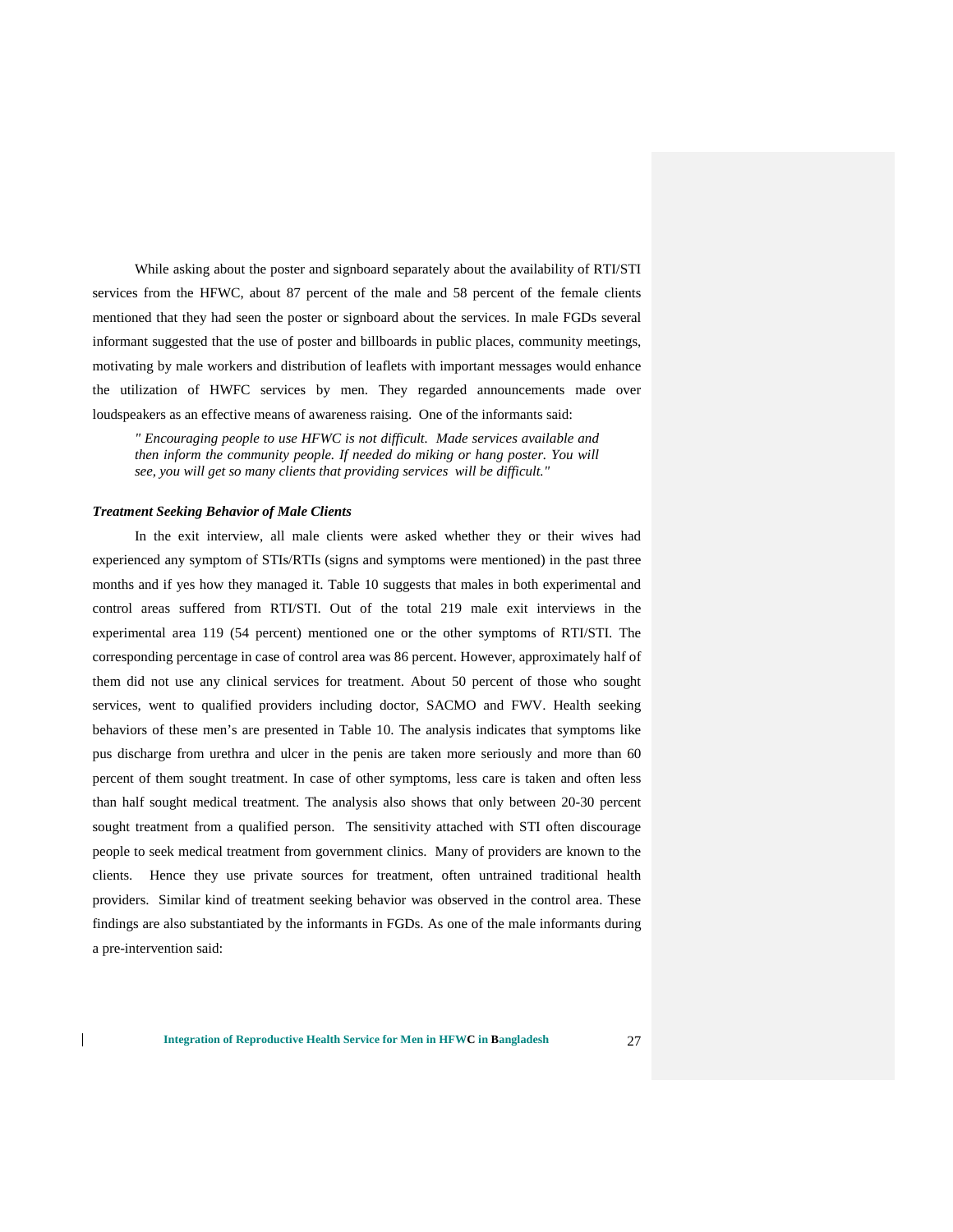While asking about the poster and signboard separately about the availability of RTI/STI services from the HFWC, about 87 percent of the male and 58 percent of the female clients mentioned that they had seen the poster or signboard about the services. In male FGDs several informant suggested that the use of poster and billboards in public places, community meetings, motivating by male workers and distribution of leaflets with important messages would enhance the utilization of HWFC services by men. They regarded announcements made over loudspeakers as an effective means of awareness raising. One of the informants said:

> *" Encouraging people to use HFWC is not difficult. Made services available and then inform the community people. If needed do miking or hang poster. You will see, you will get so many clients that providing services will be difficult."*

***Treatment Seeking Behavior of Male Clients***

In the exit interview, all male clients were asked whether they or their wives had experienced any symptom of STIs/RTIs (signs and symptoms were mentioned) in the past three months and if yes how they managed it. Table 10 suggests that males in both experimental and control areas suffered from RTI/STI. Out of the total 219 male exit interviews in the experimental area 119 (54 percent) mentioned one or the other symptoms of RTI/STI. The corresponding percentage in case of control area was 86 percent. However, approximately half of them did not use any clinical services for treatment. About 50 percent of those who sought services, went to qualified providers including doctor, SACMO and FWV. Health seeking behaviors of these men's are presented in Table 10. The analysis indicates that symptoms like pus discharge from urethra and ulcer in the penis are taken more seriously and more than 60 percent of them sought treatment. In case of other symptoms, less care is taken and often less than half sought medical treatment. The analysis also shows that only between 20-30 percent sought treatment from a qualified person. The sensitivity attached with STI often discourage people to seek medical treatment from government clinics. Many of providers are known to the clients. Hence they use private sources for treatment, often untrained traditional health providers. Similar kind of treatment seeking behavior was observed in the control area. These findings are also substantiated by the informants in FGDs. As one of the male informants during a pre-intervention said: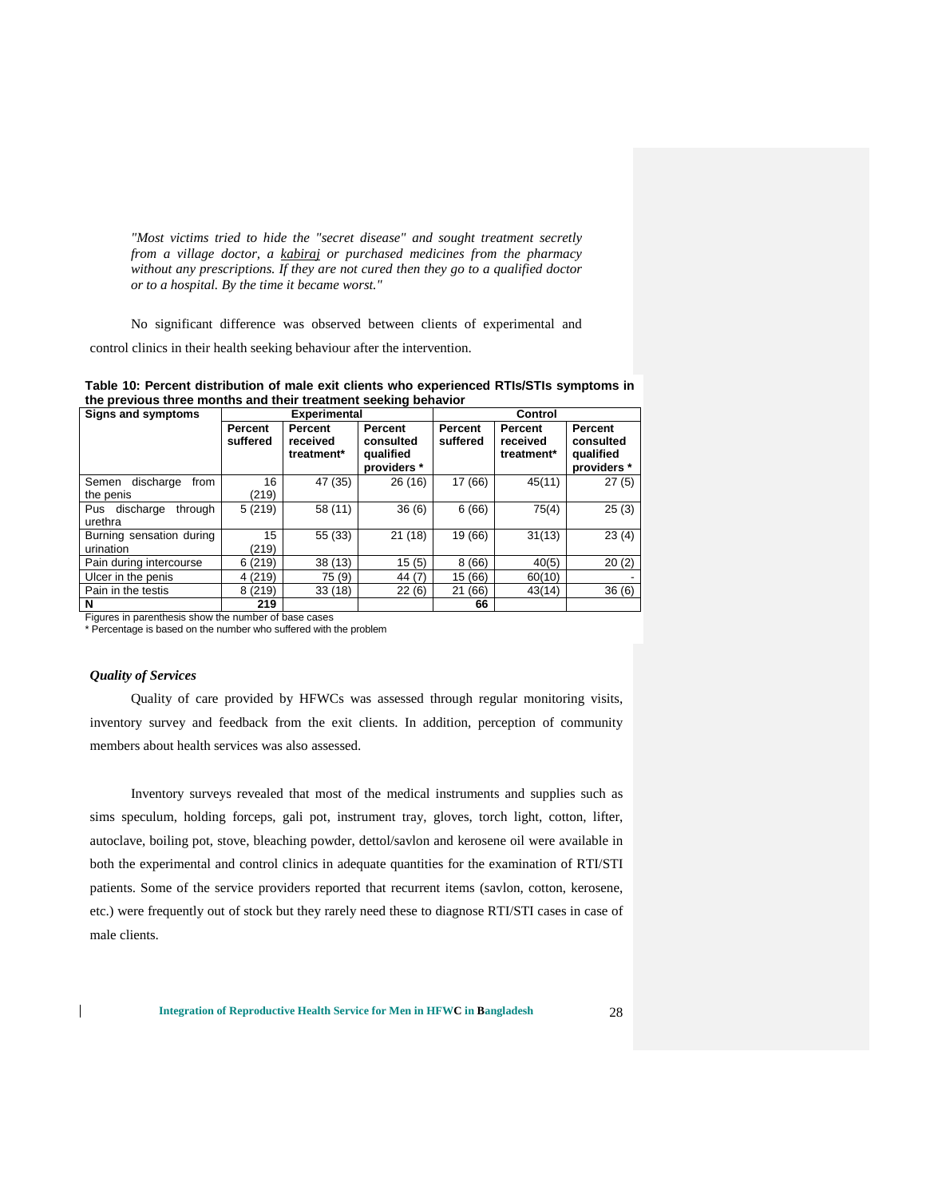*"Most victims tried to hide the "secret disease" and sought treatment secretly from a village doctor, a kabiraj or purchased medicines from the pharmacy without any prescriptions. If they are not cured then they go to a qualified doctor or to a hospital. By the time it became worst."*

No significant difference was observed between clients of experimental and control clinics in their health seeking behaviour after the intervention.

**Table 10: Percent distribution of male exit clients who experienced RTIs/STIs symptoms in the previous three months and their treatment seeking behavior**

| Signs and symptoms | Experimental | | | Control | | |
|---|---|---|---|---|---|---|
| | Percent suffered | Percent received treatment* | Percent consulted qualified providers * | Percent suffered | Percent received treatment* | Percent consulted qualified providers * |
| Semen discharge from the penis | 16 (219) | 47 (35) | 26 (16) | 17 (66) | 45(11) | 27 (5) |
| Pus discharge through urethra | 5 (219) | 58 (11) | 36 (6) | 6 (66) | 75(4) | 25 (3) |
| Burning sensation during urination | 15 (219) | 55 (33) | 21 (18) | 19 (66) | 31(13) | 23 (4) |
| Pain during intercourse | 6 (219) | 38 (13) | 15 (5) | 8 (66) | 40(5) | 20 (2) |
| Ulcer in the penis | 4 (219) | 75 (9) | 44 (7) | 15 (66) | 60(10) | - |
| Pain in the testis | 8 (219) | 33 (18) | 22 (6) | 21 (66) | 43(14) | 36 (6) |
| **N** | **219** | | | **66** | | |

Figures in parenthesis show the number of base cases
* Percentage is based on the number who suffered with the problem

### *Quality of Services*

Quality of care provided by HFWCs was assessed through regular monitoring visits, inventory survey and feedback from the exit clients. In addition, perception of community members about health services was also assessed.

Inventory surveys revealed that most of the medical instruments and supplies such as sims speculum, holding forceps, gali pot, instrument tray, gloves, torch light, cotton, lifter, autoclave, boiling pot, stove, bleaching powder, dettol/savlon and kerosene oil were available in both the experimental and control clinics in adequate quantities for the examination of RTI/STI patients. Some of the service providers reported that recurrent items (savlon, cotton, kerosene, etc.) were frequently out of stock but they rarely need these to diagnose RTI/STI cases in case of male clients.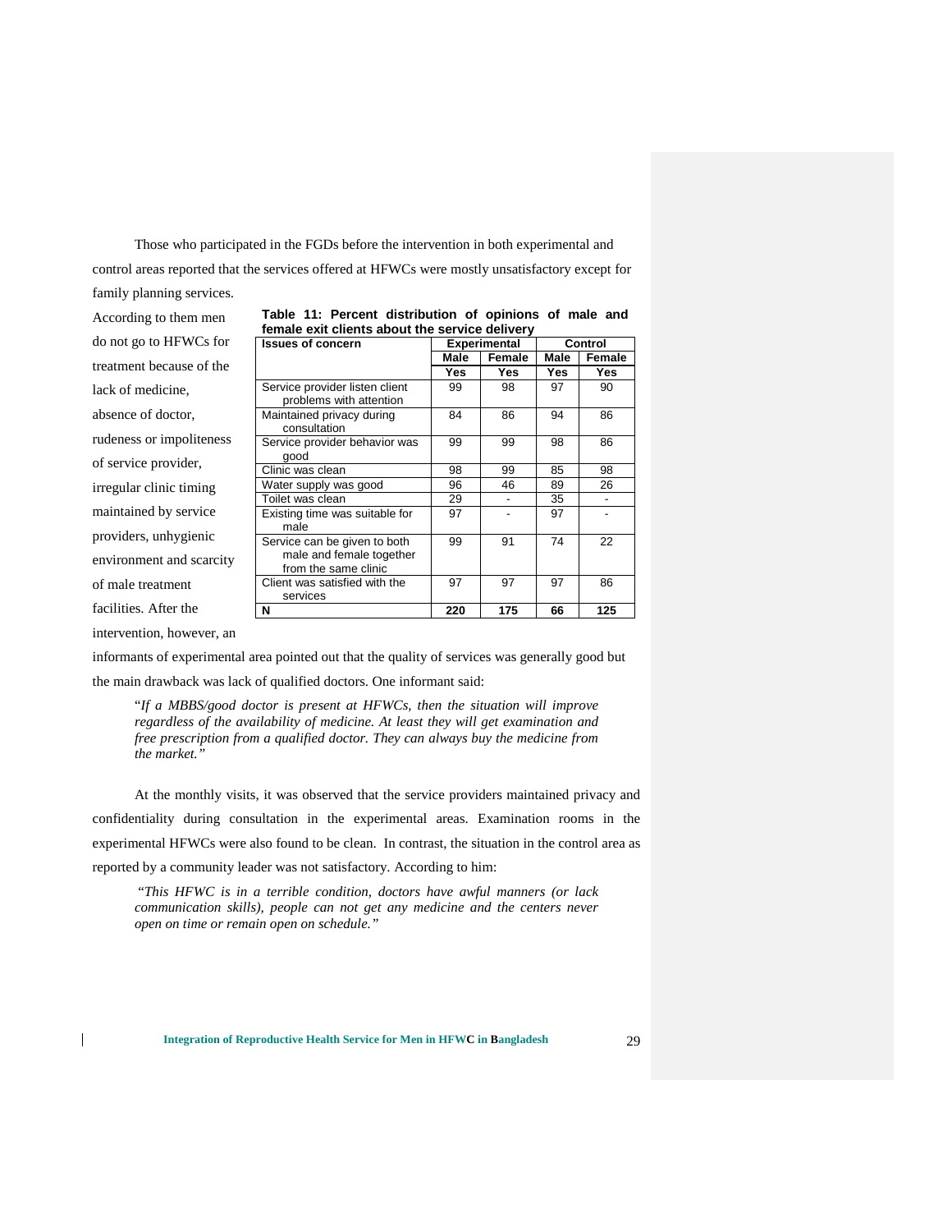Those who participated in the FGDs before the intervention in both experimental and control areas reported that the services offered at HFWCs were mostly unsatisfactory except for family planning services. According to them men do not go to HFWCs for treatment because of the lack of medicine, absence of doctor, rudeness or impoliteness of service provider, irregular clinic timing maintained by service providers, unhygienic environment and scarcity of male treatment facilities. After the intervention, however, an informants of experimental area pointed out that the quality of services was generally good but the main drawback was lack of qualified doctors. One informant said:

**Table 11: Percent distribution of opinions of male and female exit clients about the service delivery**

| Issues of concern | Experimental | | Control | |
|---|---|---|---|---|
| | Male | Female | Male | Female |
| | Yes | Yes | Yes | Yes |
| Service provider listen client problems with attention | 99 | 98 | 97 | 90 |
| Maintained privacy during consultation | 84 | 86 | 94 | 86 |
| Service provider behavior was good | 99 | 99 | 98 | 86 |
| Clinic was clean | 98 | 99 | 85 | 98 |
| Water supply was good | 96 | 46 | 89 | 26 |
| Toilet was clean | 29 | - | 35 | - |
| Existing time was suitable for male | 97 | - | 97 | - |
| Service can be given to both male and female together from the same clinic | 99 | 91 | 74 | 22 |
| Client was satisfied with the services | 97 | 97 | 97 | 86 |
| **N** | **220** | **175** | **66** | **125** |

> "*If a MBBS/good doctor is present at HFWCs, then the situation will improve regardless of the availability of medicine. At least they will get examination and free prescription from a qualified doctor. They can always buy the medicine from the market.*"

At the monthly visits, it was observed that the service providers maintained privacy and confidentiality during consultation in the experimental areas. Examination rooms in the experimental HFWCs were also found to be clean. In contrast, the situation in the control area as reported by a community leader was not satisfactory. According to him:

> "*This HFWC is in a terrible condition, doctors have awful manners (or lack communication skills), people can not get any medicine and the centers never open on time or remain open on schedule.*"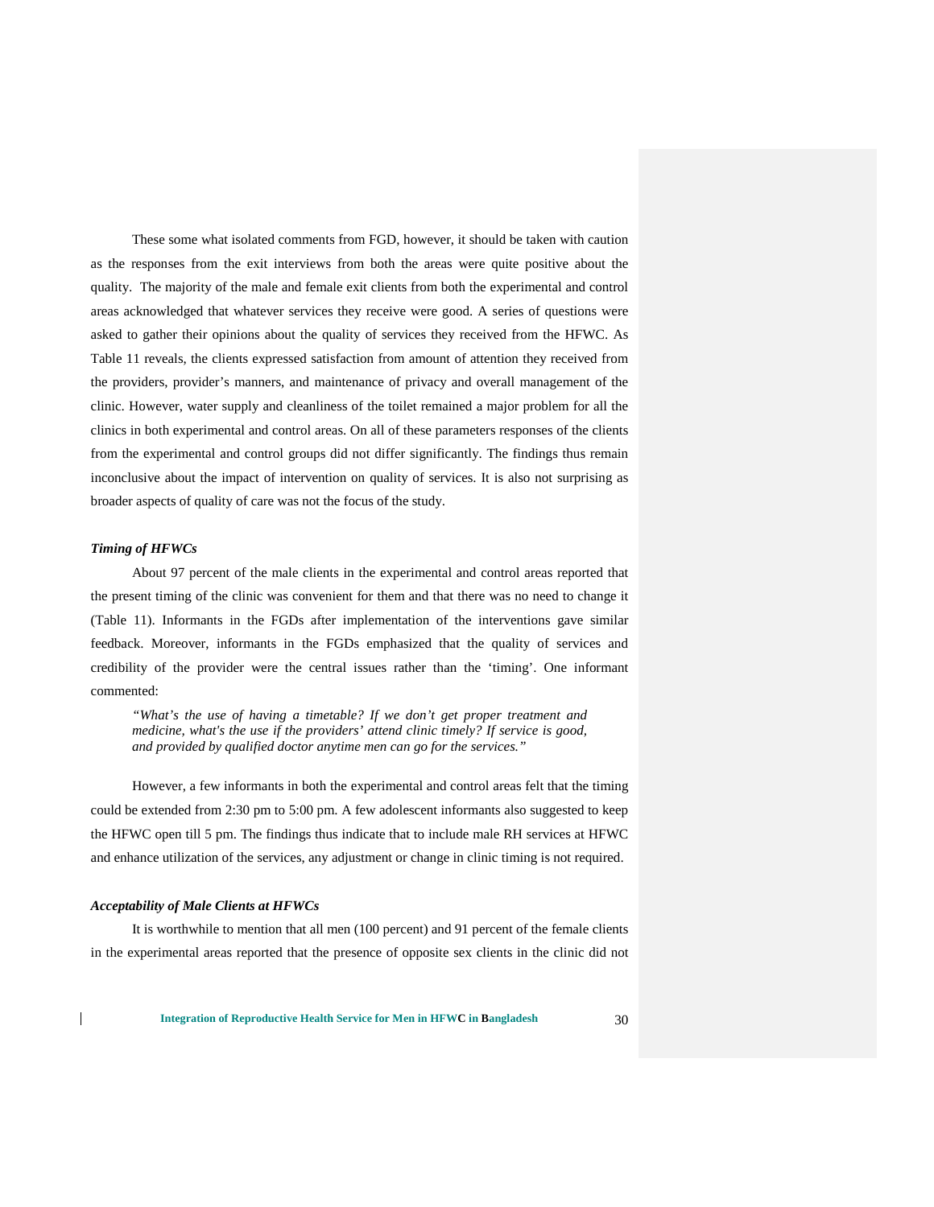These some what isolated comments from FGD, however, it should be taken with caution as the responses from the exit interviews from both the areas were quite positive about the quality. The majority of the male and female exit clients from both the experimental and control areas acknowledged that whatever services they receive were good. A series of questions were asked to gather their opinions about the quality of services they received from the HFWC. As Table 11 reveals, the clients expressed satisfaction from amount of attention they received from the providers, provider's manners, and maintenance of privacy and overall management of the clinic. However, water supply and cleanliness of the toilet remained a major problem for all the clinics in both experimental and control areas. On all of these parameters responses of the clients from the experimental and control groups did not differ significantly. The findings thus remain inconclusive about the impact of intervention on quality of services. It is also not surprising as broader aspects of quality of care was not the focus of the study.

***Timing of HFWCs***

About 97 percent of the male clients in the experimental and control areas reported that the present timing of the clinic was convenient for them and that there was no need to change it (Table 11). Informants in the FGDs after implementation of the interventions gave similar feedback. Moreover, informants in the FGDs emphasized that the quality of services and credibility of the provider were the central issues rather than the 'timing'. One informant commented:

> *"What's the use of having a timetable? If we don't get proper treatment and medicine, what's the use if the providers' attend clinic timely? If service is good, and provided by qualified doctor anytime men can go for the services."*

However, a few informants in both the experimental and control areas felt that the timing could be extended from 2:30 pm to 5:00 pm. A few adolescent informants also suggested to keep the HFWC open till 5 pm. The findings thus indicate that to include male RH services at HFWC and enhance utilization of the services, any adjustment or change in clinic timing is not required.

***Acceptability of Male Clients at HFWCs***

It is worthwhile to mention that all men (100 percent) and 91 percent of the female clients in the experimental areas reported that the presence of opposite sex clients in the clinic did not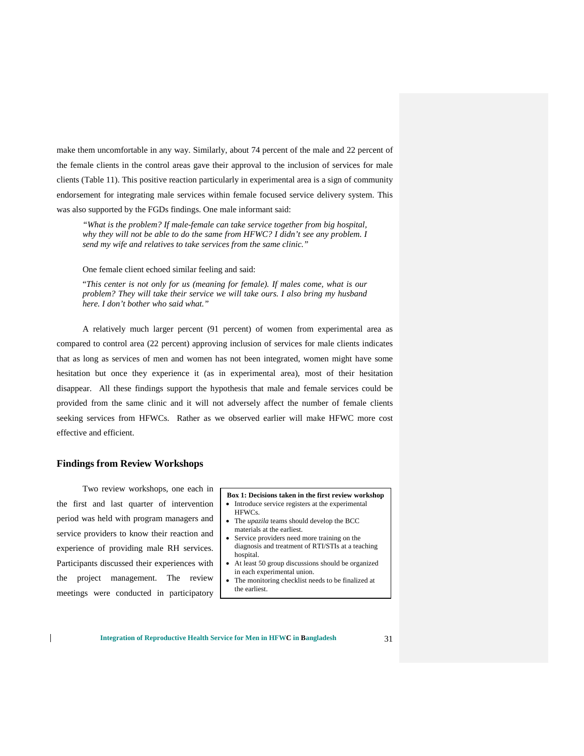make them uncomfortable in any way. Similarly, about 74 percent of the male and 22 percent of the female clients in the control areas gave their approval to the inclusion of services for male clients (Table 11). This positive reaction particularly in experimental area is a sign of community endorsement for integrating male services within female focused service delivery system. This was also supported by the FGDs findings. One male informant said:

> *"What is the problem? If male-female can take service together from big hospital, why they will not be able to do the same from HFWC? I didn't see any problem. I send my wife and relatives to take services from the same clinic."*

One female client echoed similar feeling and said:

> "*This center is not only for us (meaning for female). If males come, what is our problem? They will take their service we will take ours. I also bring my husband here. I don't bother who said what."*

A relatively much larger percent (91 percent) of women from experimental area as compared to control area (22 percent) approving inclusion of services for male clients indicates that as long as services of men and women has not been integrated, women might have some hesitation but once they experience it (as in experimental area), most of their hesitation disappear. All these findings support the hypothesis that male and female services could be provided from the same clinic and it will not adversely affect the number of female clients seeking services from HFWCs. Rather as we observed earlier will make HFWC more cost effective and efficient.

## Findings from Review Workshops

Two review workshops, one each in the first and last quarter of intervention period was held with program managers and service providers to know their reaction and experience of providing male RH services. Participants discussed their experiences with the project management. The review meetings were conducted in participatory

**Box 1: Decisions taken in the first review workshop**

- Introduce service registers at the experimental HFWCs.
- The *upazila* teams should develop the BCC materials at the earliest.
- Service providers need more training on the diagnosis and treatment of RTI/STIs at a teaching hospital.
- At least 50 group discussions should be organized in each experimental union.
- The monitoring checklist needs to be finalized at the earliest.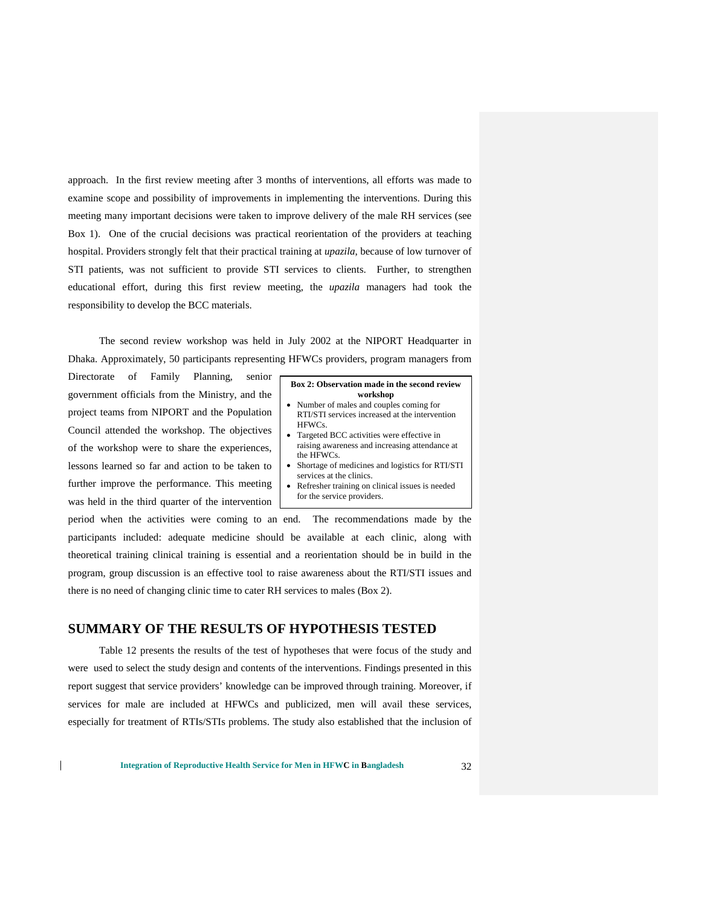approach. In the first review meeting after 3 months of interventions, all efforts was made to examine scope and possibility of improvements in implementing the interventions. During this meeting many important decisions were taken to improve delivery of the male RH services (see Box 1). One of the crucial decisions was practical reorientation of the providers at teaching hospital. Providers strongly felt that their practical training at *upazila*, because of low turnover of STI patients, was not sufficient to provide STI services to clients. Further, to strengthen educational effort, during this first review meeting, the *upazila* managers had took the responsibility to develop the BCC materials.

The second review workshop was held in July 2002 at the NIPORT Headquarter in Dhaka. Approximately, 50 participants representing HFWCs providers, program managers from Directorate of Family Planning, senior government officials from the Ministry, and the project teams from NIPORT and the Population Council attended the workshop. The objectives of the workshop were to share the experiences, lessons learned so far and action to be taken to further improve the performance. This meeting was held in the third quarter of the intervention period when the activities were coming to an end. The recommendations made by the participants included: adequate medicine should be available at each clinic, along with theoretical training clinical training is essential and a reorientation should be in build in the program, group discussion is an effective tool to raise awareness about the RTI/STI issues and there is no need of changing clinic time to cater RH services to males (Box 2).

**Box 2: Observation made in the second review workshop**

- Number of males and couples coming for RTI/STI services increased at the intervention HFWCs.
- Targeted BCC activities were effective in raising awareness and increasing attendance at the HFWCs.
- Shortage of medicines and logistics for RTI/STI services at the clinics.
- Refresher training on clinical issues is needed for the service providers.

## SUMMARY OF THE RESULTS OF HYPOTHESIS TESTED

Table 12 presents the results of the test of hypotheses that were focus of the study and were used to select the study design and contents of the interventions. Findings presented in this report suggest that service providers' knowledge can be improved through training. Moreover, if services for male are included at HFWCs and publicized, men will avail these services, especially for treatment of RTIs/STIs problems. The study also established that the inclusion of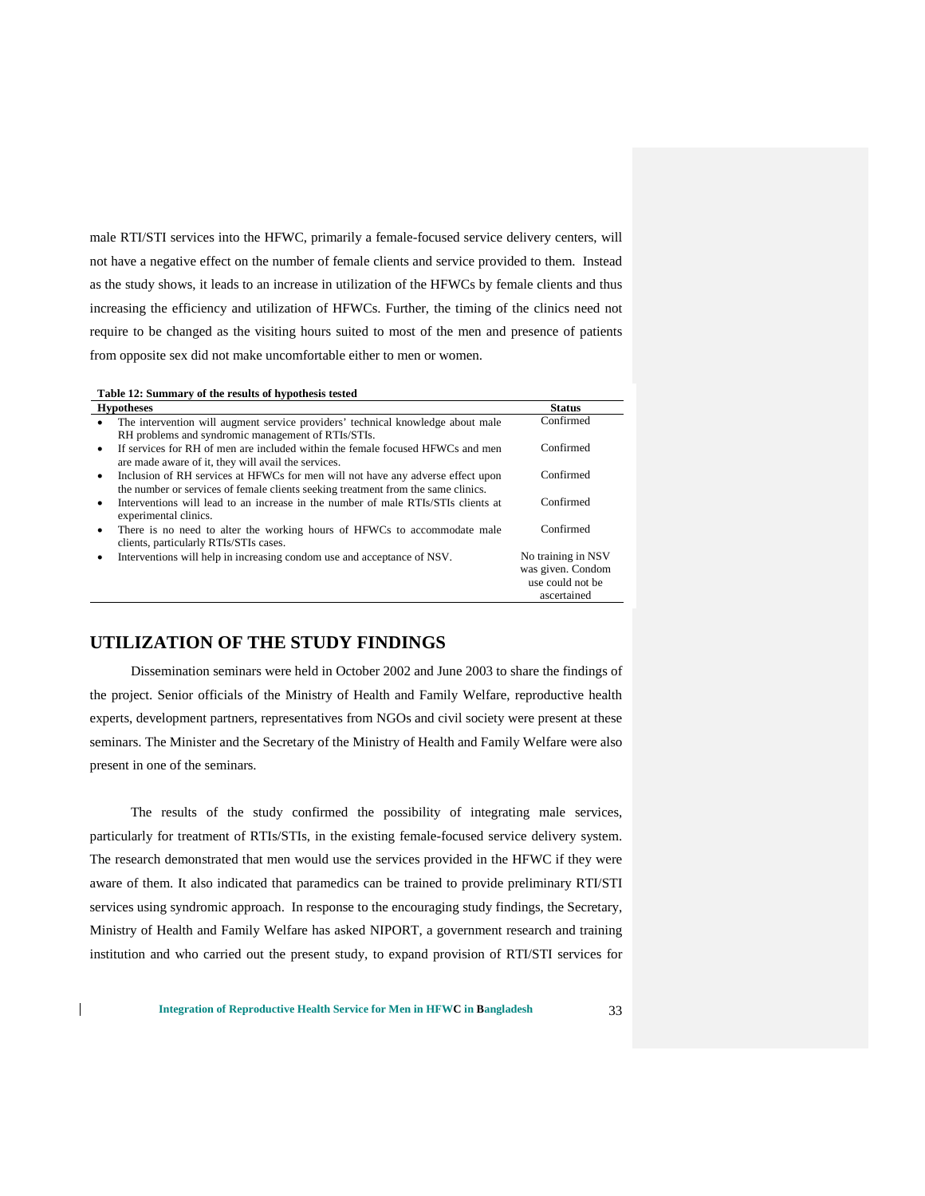male RTI/STI services into the HFWC, primarily a female-focused service delivery centers, will not have a negative effect on the number of female clients and service provided to them. Instead as the study shows, it leads to an increase in utilization of the HFWCs by female clients and thus increasing the efficiency and utilization of HFWCs. Further, the timing of the clinics need not require to be changed as the visiting hours suited to most of the men and presence of patients from opposite sex did not make uncomfortable either to men or women.

**Table 12: Summary of the results of hypothesis tested**

| Hypotheses | Status |
|---|---|
| • The intervention will augment service providers' technical knowledge about male RH problems and syndromic management of RTIs/STIs. | Confirmed |
| • If services for RH of men are included within the female focused HFWCs and men are made aware of it, they will avail the services. | Confirmed |
| • Inclusion of RH services at HFWCs for men will not have any adverse effect upon the number or services of female clients seeking treatment from the same clinics. | Confirmed |
| • Interventions will lead to an increase in the number of male RTIs/STIs clients at experimental clinics. | Confirmed |
| • There is no need to alter the working hours of HFWCs to accommodate male clients, particularly RTIs/STIs cases. | Confirmed |
| • Interventions will help in increasing condom use and acceptance of NSV. | No training in NSV was given. Condom use could not be ascertained |

## UTILIZATION OF THE STUDY FINDINGS

Dissemination seminars were held in October 2002 and June 2003 to share the findings of the project. Senior officials of the Ministry of Health and Family Welfare, reproductive health experts, development partners, representatives from NGOs and civil society were present at these seminars. The Minister and the Secretary of the Ministry of Health and Family Welfare were also present in one of the seminars.

The results of the study confirmed the possibility of integrating male services, particularly for treatment of RTIs/STIs, in the existing female-focused service delivery system. The research demonstrated that men would use the services provided in the HFWC if they were aware of them. It also indicated that paramedics can be trained to provide preliminary RTI/STI services using syndromic approach. In response to the encouraging study findings, the Secretary, Ministry of Health and Family Welfare has asked NIPORT, a government research and training institution and who carried out the present study, to expand provision of RTI/STI services for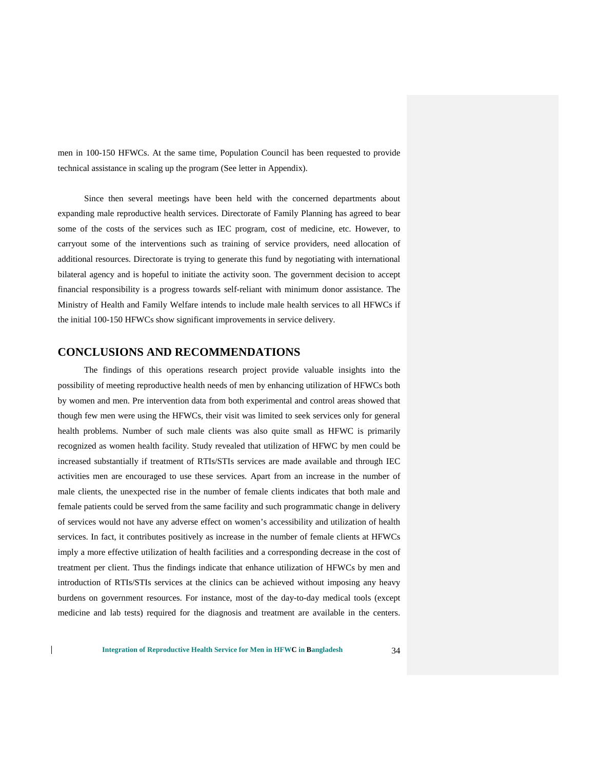men in 100-150 HFWCs. At the same time, Population Council has been requested to provide technical assistance in scaling up the program (See letter in Appendix).

Since then several meetings have been held with the concerned departments about expanding male reproductive health services. Directorate of Family Planning has agreed to bear some of the costs of the services such as IEC program, cost of medicine, etc. However, to carryout some of the interventions such as training of service providers, need allocation of additional resources. Directorate is trying to generate this fund by negotiating with international bilateral agency and is hopeful to initiate the activity soon. The government decision to accept financial responsibility is a progress towards self-reliant with minimum donor assistance. The Ministry of Health and Family Welfare intends to include male health services to all HFWCs if the initial 100-150 HFWCs show significant improvements in service delivery.

## CONCLUSIONS AND RECOMMENDATIONS

The findings of this operations research project provide valuable insights into the possibility of meeting reproductive health needs of men by enhancing utilization of HFWCs both by women and men. Pre intervention data from both experimental and control areas showed that though few men were using the HFWCs, their visit was limited to seek services only for general health problems. Number of such male clients was also quite small as HFWC is primarily recognized as women health facility. Study revealed that utilization of HFWC by men could be increased substantially if treatment of RTIs/STIs services are made available and through IEC activities men are encouraged to use these services. Apart from an increase in the number of male clients, the unexpected rise in the number of female clients indicates that both male and female patients could be served from the same facility and such programmatic change in delivery of services would not have any adverse effect on women's accessibility and utilization of health services. In fact, it contributes positively as increase in the number of female clients at HFWCs imply a more effective utilization of health facilities and a corresponding decrease in the cost of treatment per client. Thus the findings indicate that enhance utilization of HFWCs by men and introduction of RTIs/STIs services at the clinics can be achieved without imposing any heavy burdens on government resources. For instance, most of the day-to-day medical tools (except medicine and lab tests) required for the diagnosis and treatment are available in the centers.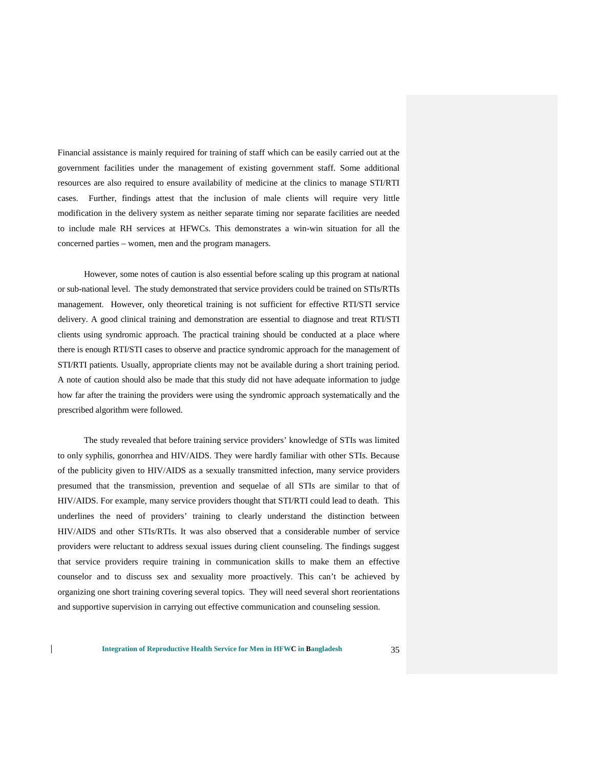Financial assistance is mainly required for training of staff which can be easily carried out at the government facilities under the management of existing government staff. Some additional resources are also required to ensure availability of medicine at the clinics to manage STI/RTI cases. Further, findings attest that the inclusion of male clients will require very little modification in the delivery system as neither separate timing nor separate facilities are needed to include male RH services at HFWCs. This demonstrates a win-win situation for all the concerned parties – women, men and the program managers.

However, some notes of caution is also essential before scaling up this program at national or sub-national level. The study demonstrated that service providers could be trained on STIs/RTIs management. However, only theoretical training is not sufficient for effective RTI/STI service delivery. A good clinical training and demonstration are essential to diagnose and treat RTI/STI clients using syndromic approach. The practical training should be conducted at a place where there is enough RTI/STI cases to observe and practice syndromic approach for the management of STI/RTI patients. Usually, appropriate clients may not be available during a short training period. A note of caution should also be made that this study did not have adequate information to judge how far after the training the providers were using the syndromic approach systematically and the prescribed algorithm were followed.

The study revealed that before training service providers' knowledge of STIs was limited to only syphilis, gonorrhea and HIV/AIDS. They were hardly familiar with other STIs. Because of the publicity given to HIV/AIDS as a sexually transmitted infection, many service providers presumed that the transmission, prevention and sequelae of all STIs are similar to that of HIV/AIDS. For example, many service providers thought that STI/RTI could lead to death. This underlines the need of providers' training to clearly understand the distinction between HIV/AIDS and other STIs/RTIs. It was also observed that a considerable number of service providers were reluctant to address sexual issues during client counseling. The findings suggest that service providers require training in communication skills to make them an effective counselor and to discuss sex and sexuality more proactively. This can't be achieved by organizing one short training covering several topics. They will need several short reorientations and supportive supervision in carrying out effective communication and counseling session.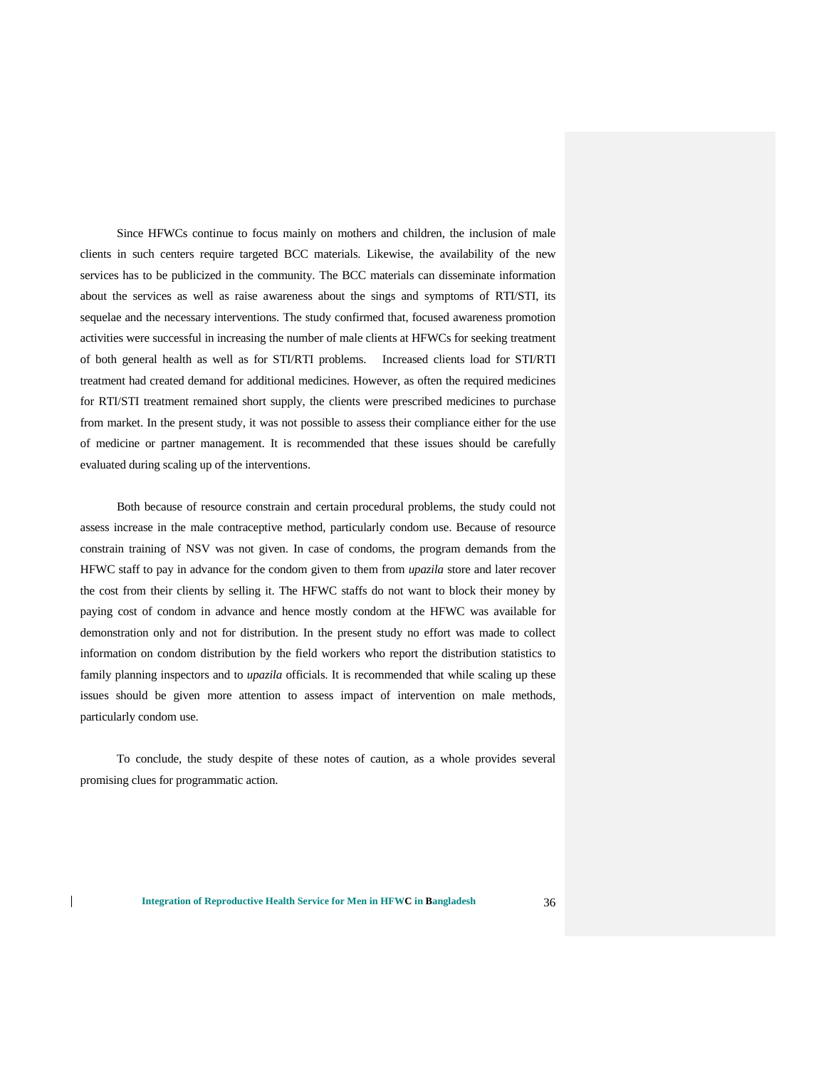Since HFWCs continue to focus mainly on mothers and children, the inclusion of male clients in such centers require targeted BCC materials. Likewise, the availability of the new services has to be publicized in the community. The BCC materials can disseminate information about the services as well as raise awareness about the sings and symptoms of RTI/STI, its sequelae and the necessary interventions. The study confirmed that, focused awareness promotion activities were successful in increasing the number of male clients at HFWCs for seeking treatment of both general health as well as for STI/RTI problems. Increased clients load for STI/RTI treatment had created demand for additional medicines. However, as often the required medicines for RTI/STI treatment remained short supply, the clients were prescribed medicines to purchase from market. In the present study, it was not possible to assess their compliance either for the use of medicine or partner management. It is recommended that these issues should be carefully evaluated during scaling up of the interventions.

Both because of resource constrain and certain procedural problems, the study could not assess increase in the male contraceptive method, particularly condom use. Because of resource constrain training of NSV was not given. In case of condoms, the program demands from the HFWC staff to pay in advance for the condom given to them from *upazila* store and later recover the cost from their clients by selling it. The HFWC staffs do not want to block their money by paying cost of condom in advance and hence mostly condom at the HFWC was available for demonstration only and not for distribution. In the present study no effort was made to collect information on condom distribution by the field workers who report the distribution statistics to family planning inspectors and to *upazila* officials. It is recommended that while scaling up these issues should be given more attention to assess impact of intervention on male methods, particularly condom use.

To conclude, the study despite of these notes of caution, as a whole provides several promising clues for programmatic action.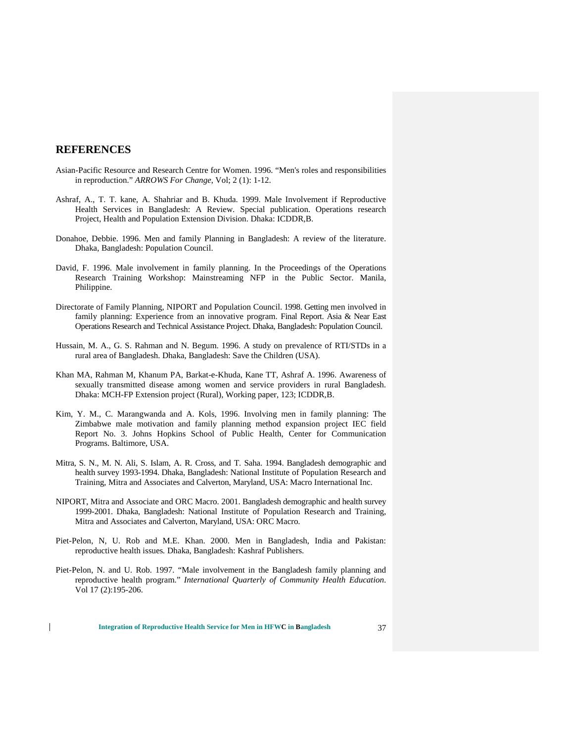## REFERENCES

Asian-Pacific Resource and Research Centre for Women. 1996. "Men's roles and responsibilities in reproduction." *ARROWS For Change*, Vol; 2 (1): 1-12.

Ashraf, A., T. T. kane, A. Shahriar and B. Khuda. 1999. Male Involvement if Reproductive Health Services in Bangladesh: A Review. Special publication. Operations research Project, Health and Population Extension Division. Dhaka: ICDDR,B.

Donahoe, Debbie. 1996. Men and family Planning in Bangladesh: A review of the literature. Dhaka, Bangladesh: Population Council.

David, F. 1996. Male involvement in family planning. In the Proceedings of the Operations Research Training Workshop: Mainstreaming NFP in the Public Sector. Manila, Philippine.

Directorate of Family Planning, NIPORT and Population Council. 1998. Getting men involved in family planning: Experience from an innovative program. Final Report. Asia & Near East Operations Research and Technical Assistance Project. Dhaka, Bangladesh: Population Council.

Hussain, M. A., G. S. Rahman and N. Begum. 1996. A study on prevalence of RTI/STDs in a rural area of Bangladesh. Dhaka, Bangladesh: Save the Children (USA).

Khan MA, Rahman M, Khanum PA, Barkat-e-Khuda, Kane TT, Ashraf A. 1996. Awareness of sexually transmitted disease among women and service providers in rural Bangladesh. Dhaka: MCH-FP Extension project (Rural), Working paper, 123; ICDDR,B.

Kim, Y. M., C. Marangwanda and A. Kols, 1996. Involving men in family planning: The Zimbabwe male motivation and family planning method expansion project IEC field Report No. 3. Johns Hopkins School of Public Health, Center for Communication Programs. Baltimore, USA.

Mitra, S. N., M. N. Ali, S. Islam, A. R. Cross, and T. Saha. 1994. Bangladesh demographic and health survey 1993-1994. Dhaka, Bangladesh: National Institute of Population Research and Training, Mitra and Associates and Calverton, Maryland, USA: Macro International Inc.

NIPORT, Mitra and Associate and ORC Macro. 2001. Bangladesh demographic and health survey 1999-2001. Dhaka, Bangladesh: National Institute of Population Research and Training, Mitra and Associates and Calverton, Maryland, USA: ORC Macro.

Piet-Pelon, N, U. Rob and M.E. Khan. 2000. Men in Bangladesh, India and Pakistan: reproductive health issues. Dhaka, Bangladesh: Kashraf Publishers.

Piet-Pelon, N. and U. Rob. 1997. "Male involvement in the Bangladesh family planning and reproductive health program." *International Quarterly of Community Health Education*. Vol 17 (2):195-206.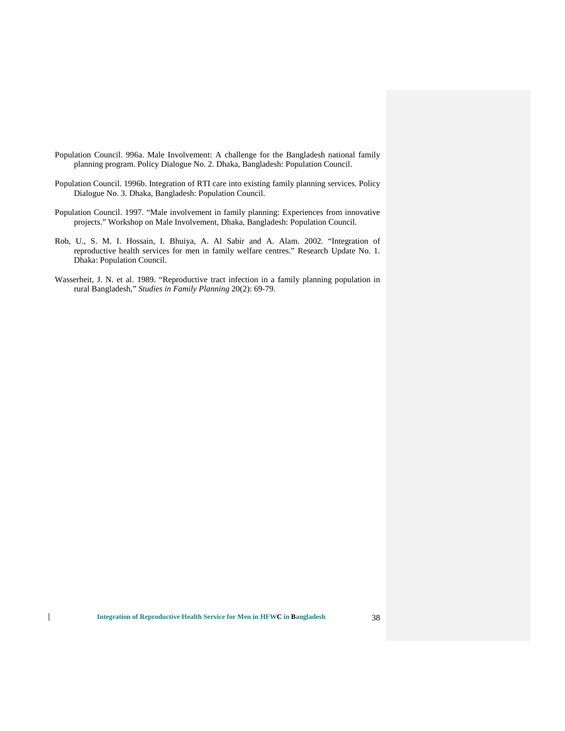Population Council. 996a. Male Involvement: A challenge for the Bangladesh national family planning program. Policy Dialogue No. 2. Dhaka, Bangladesh: Population Council.

Population Council. 1996b. Integration of RTI care into existing family planning services. Policy Dialogue No. 3. Dhaka, Bangladesh: Population Council.

Population Council. 1997. "Male involvement in family planning: Experiences from innovative projects." Workshop on Male Involvement, Dhaka, Bangladesh: Population Council.

Rob, U., S. M. I. Hossain, I. Bhuiya, A. Al Sabir and A. Alam. 2002. "Integration of reproductive health services for men in family welfare centres." Research Update No. 1. Dhaka: Population Council.

Wasserheit, J. N. et al. 1989. "Reproductive tract infection in a family planning population in rural Bangladesh," *Studies in Family Planning* 20(2): 69-79.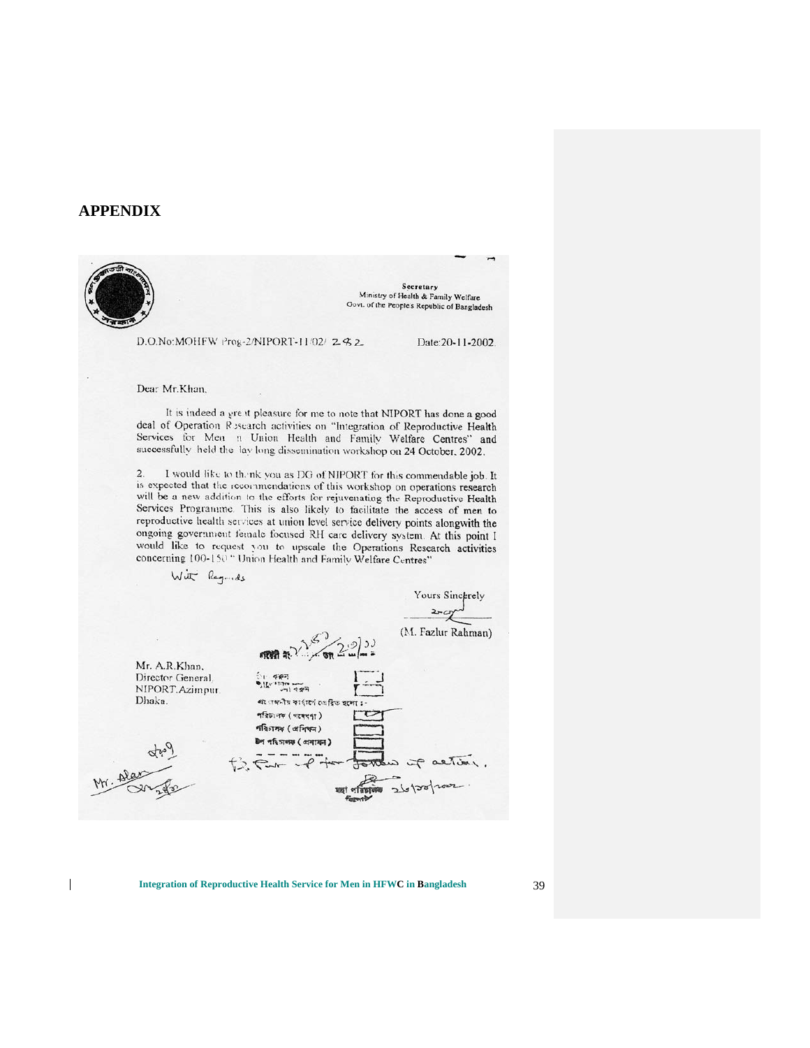# APPENDIX

Secretary
Ministry of Health & Family Welfare
Govt. of the People's Republic of Bangladesh

D.O.No:MOHFW Prog-2/NIPORT-11/02/ 282

Date:20-11-2002

Dear Mr.Khan,

It is indeed a great pleasure for me to note that NIPORT has done a good deal of Operation Research activities on "Integration of Reproductive Health Services for Men in Union Health and Family Welfare Centres" and successfully held the day long dissemination workshop on 24 October, 2002.

2. I would like to thank you as DG of NIPORT for this commendable job. It is expected that the recommendations of this workshop on operations research will be a new addition to the efforts for rejuvenating the Reproductive Health Services Programme. This is also likely to facilitate the access of men to reproductive health services at union level service delivery points alongwith the ongoing government female focused RH care delivery system. At this point I would like to request you to upscale the Operations Research activities concerning 100-150 " Union Health and Family Welfare Centres"

With Regards

Yours Sincerely

(M. Fazlur Rahman)

Mr. A.R.Khan,
Director General,
NIPORT,Azimpur,
Dhaka.